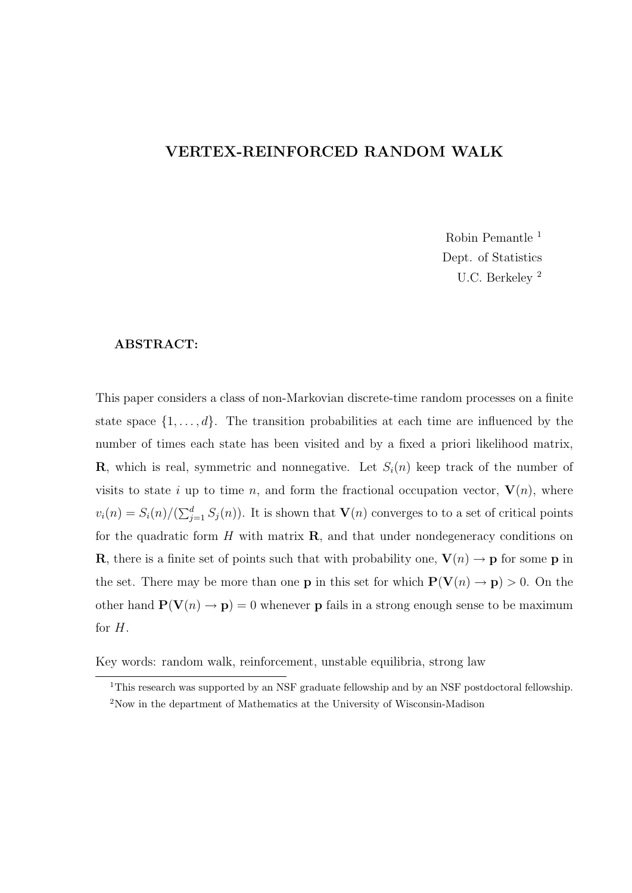# VERTEX-REINFORCED RANDOM WALK

Robin Pemantle [1]
Dept. of Statistics
U.C. Berkeley [2]

**ABSTRACT:**

This paper considers a class of non-Markovian discrete-time random processes on a finite state space $\{1, \ldots, d\}$. The transition probabilities at each time are influenced by the number of times each state has been visited and by a fixed a priori likelihood matrix, $\mathbf{R}$, which is real, symmetric and nonnegative. Let $S_i(n)$ keep track of the number of visits to state $i$ up to time $n$, and form the fractional occupation vector, $\mathbf{V}(n)$, where $v_i(n) = S_i(n)/(\sum_{j=1}^d S_j(n))$. It is shown that $\mathbf{V}(n)$ converges to to a set of critical points for the quadratic form $H$ with matrix $\mathbf{R}$, and that under nondegeneracy conditions on $\mathbf{R}$, there is a finite set of points such that with probability one, $\mathbf{V}(n) \to \mathbf{p}$ for some $\mathbf{p}$ in the set. There may be more than one $\mathbf{p}$ in this set for which $\mathbf{P}(\mathbf{V}(n) \to \mathbf{p}) > 0$. On the other hand $\mathbf{P}(\mathbf{V}(n) \to \mathbf{p}) = 0$ whenever $\mathbf{p}$ fails in a strong enough sense to be maximum for $H$.

Key words: random walk, reinforcement, unstable equilibria, strong law

[1] This research was supported by an NSF graduate fellowship and by an NSF postdoctoral fellowship.

[2] Now in the department of Mathematics at the University of Wisconsin-Madison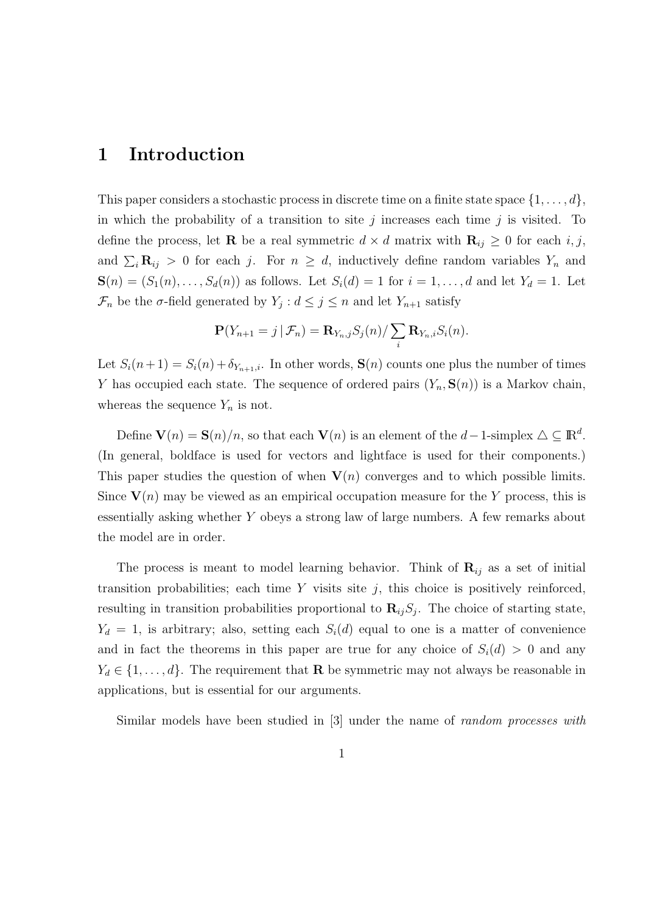# 1 Introduction

This paper considers a stochastic process in discrete time on a finite state space $\{1, \ldots, d\}$, in which the probability of a transition to site $j$ increases each time $j$ is visited. To define the process, let $\mathbf{R}$ be a real symmetric $d \times d$ matrix with $\mathbf{R}_{ij} \geq 0$ for each $i, j$, and $\sum_i \mathbf{R}_{ij} > 0$ for each $j$. For $n \geq d$, inductively define random variables $Y_n$ and $\mathbf{S}(n) = (S_1(n), \ldots, S_d(n))$ as follows. Let $S_i(d) = 1$ for $i = 1, \ldots, d$ and let $Y_d = 1$. Let $\mathcal{F}_n$ be the $\sigma$-field generated by $Y_j : d \leq j \leq n$ and let $Y_{n+1}$ satisfy

$$\mathbf{P}(Y_{n+1} = j \,|\, \mathcal{F}_n) = \mathbf{R}_{Y_n,j} S_j(n) / \sum_i \mathbf{R}_{Y_n,i} S_i(n).$$

Let $S_i(n+1) = S_i(n) + \delta_{Y_{n+1},i}$. In other words, $\mathbf{S}(n)$ counts one plus the number of times $Y$ has occupied each state. The sequence of ordered pairs $(Y_n, \mathbf{S}(n))$ is a Markov chain, whereas the sequence $Y_n$ is not.

Define $\mathbf{V}(n) = \mathbf{S}(n)/n$, so that each $\mathbf{V}(n)$ is an element of the $d-1$-simplex $\triangle \subseteq \mathbb{R}^d$. (In general, boldface is used for vectors and lightface is used for their components.) This paper studies the question of when $\mathbf{V}(n)$ converges and to which possible limits. Since $\mathbf{V}(n)$ may be viewed as an empirical occupation measure for the $Y$ process, this is essentially asking whether $Y$ obeys a strong law of large numbers. A few remarks about the model are in order.

The process is meant to model learning behavior. Think of $\mathbf{R}_{ij}$ as a set of initial transition probabilities; each time $Y$ visits site $j$, this choice is positively reinforced, resulting in transition probabilities proportional to $\mathbf{R}_{ij} S_j$. The choice of starting state, $Y_d = 1$, is arbitrary; also, setting each $S_i(d)$ equal to one is a matter of convenience and in fact the theorems in this paper are true for any choice of $S_i(d) > 0$ and any $Y_d \in \{1, \ldots, d\}$. The requirement that $\mathbf{R}$ be symmetric may not always be reasonable in applications, but is essential for our arguments.

Similar models have been studied in [3] under the name of *random processes with*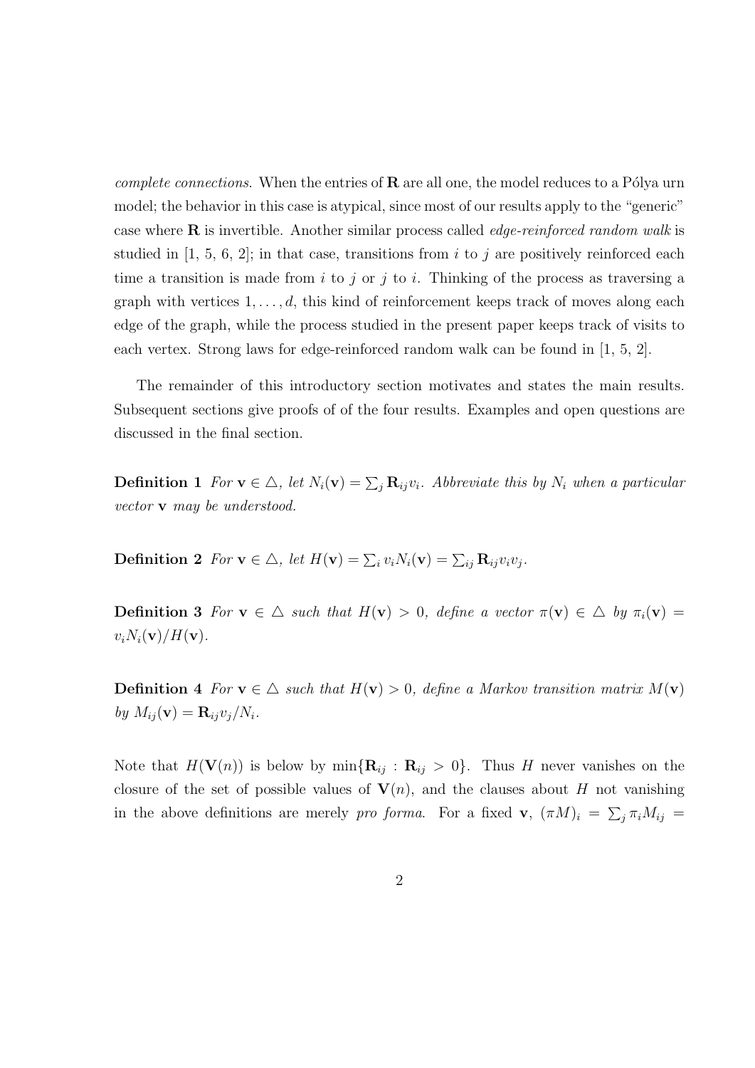*complete connections*. When the entries of $\mathbf{R}$ are all one, the model reduces to a Pólya urn model; the behavior in this case is atypical, since most of our results apply to the "generic" case where $\mathbf{R}$ is invertible. Another similar process called *edge-reinforced random walk* is studied in [1, 5, 6, 2]; in that case, transitions from $i$ to $j$ are positively reinforced each time a transition is made from $i$ to $j$ or $j$ to $i$. Thinking of the process as traversing a graph with vertices $1, \ldots, d$, this kind of reinforcement keeps track of moves along each edge of the graph, while the process studied in the present paper keeps track of visits to each vertex. Strong laws for edge-reinforced random walk can be found in [1, 5, 2].

The remainder of this introductory section motivates and states the main results. Subsequent sections give proofs of of the four results. Examples and open questions are discussed in the final section.

**Definition 1** *For $\mathbf{v} \in \triangle$, let $N_i(\mathbf{v}) = \sum_j \mathbf{R}_{ij} v_i$. Abbreviate this by $N_i$ when a particular vector $\mathbf{v}$ may be understood.*

**Definition 2** *For $\mathbf{v} \in \triangle$, let $H(\mathbf{v}) = \sum_i v_i N_i(\mathbf{v}) = \sum_{ij} \mathbf{R}_{ij} v_i v_j$.*

**Definition 3** *For $\mathbf{v} \in \triangle$ such that $H(\mathbf{v}) > 0$, define a vector $\pi(\mathbf{v}) \in \triangle$ by $\pi_i(\mathbf{v}) = v_i N_i(\mathbf{v}) / H(\mathbf{v})$.*

**Definition 4** *For $\mathbf{v} \in \triangle$ such that $H(\mathbf{v}) > 0$, define a Markov transition matrix $M(\mathbf{v})$ by $M_{ij}(\mathbf{v}) = \mathbf{R}_{ij} v_j / N_i$.*

Note that $H(\mathbf{V}(n))$ is below by $\min\{\mathbf{R}_{ij} : \mathbf{R}_{ij} > 0\}$. Thus $H$ never vanishes on the closure of the set of possible values of $\mathbf{V}(n)$, and the clauses about $H$ not vanishing in the above definitions are merely *pro forma*. For a fixed $\mathbf{v}$, $(\pi M)_i = \sum_j \pi_i M_{ij} =$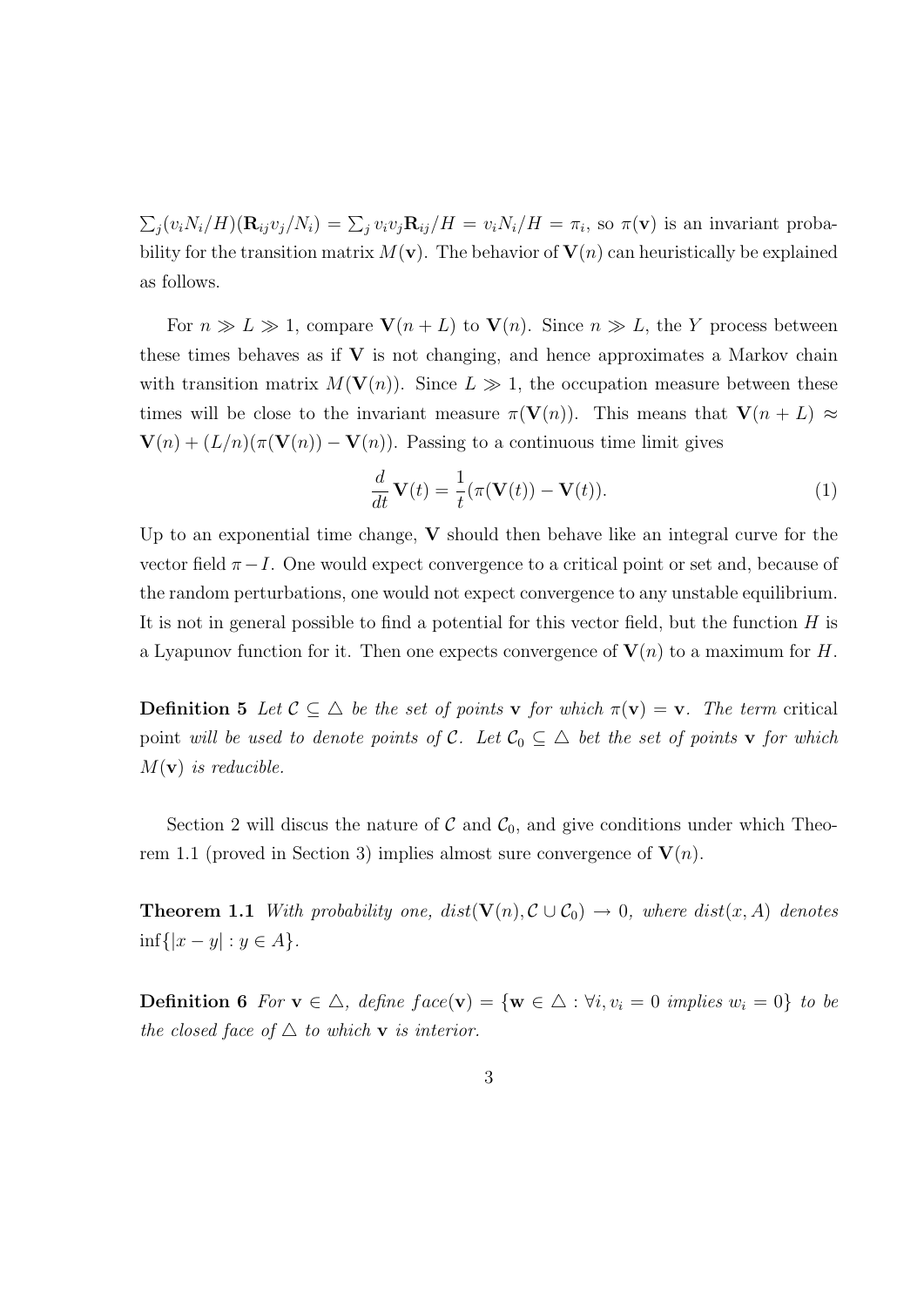$\sum_j (v_i N_i / H)(\mathbf{R}_{ij} v_j / N_i) = \sum_j v_i v_j \mathbf{R}_{ij} / H = v_i N_i / H = \pi_i$, so $\pi(\mathbf{v})$ is an invariant probability for the transition matrix $M(\mathbf{v})$. The behavior of $\mathbf{V}(n)$ can heuristically be explained as follows.

For $n \gg L \gg 1$, compare $\mathbf{V}(n+L)$ to $\mathbf{V}(n)$. Since $n \gg L$, the $Y$ process between these times behaves as if $\mathbf{V}$ is not changing, and hence approximates a Markov chain with transition matrix $M(\mathbf{V}(n))$. Since $L \gg 1$, the occupation measure between these times will be close to the invariant measure $\pi(\mathbf{V}(n))$. This means that $\mathbf{V}(n+L) \approx \mathbf{V}(n) + (L/n)(\pi(\mathbf{V}(n)) - \mathbf{V}(n))$. Passing to a continuous time limit gives

$$\frac{d}{dt} \mathbf{V}(t) = \frac{1}{t}(\pi(\mathbf{V}(t)) - \mathbf{V}(t)). \tag{1}$$

Up to an exponential time change, $\mathbf{V}$ should then behave like an integral curve for the vector field $\pi - I$. One would expect convergence to a critical point or set and, because of the random perturbations, one would not expect convergence to any unstable equilibrium. It is not in general possible to find a potential for this vector field, but the function $H$ is a Lyapunov function for it. Then one expects convergence of $\mathbf{V}(n)$ to a maximum for $H$.

**Definition 5** *Let $\mathcal{C} \subseteq \triangle$ be the set of points $\mathbf{v}$ for which $\pi(\mathbf{v}) = \mathbf{v}$. The term* critical point *will be used to denote points of $\mathcal{C}$. Let $\mathcal{C}_0 \subseteq \triangle$ bet the set of points $\mathbf{v}$ for which $M(\mathbf{v})$ is reducible.*

Section 2 will discus the nature of $\mathcal{C}$ and $\mathcal{C}_0$, and give conditions under which Theorem 1.1 (proved in Section 3) implies almost sure convergence of $\mathbf{V}(n)$.

**Theorem 1.1** *With probability one, $dist(\mathbf{V}(n), \mathcal{C} \cup \mathcal{C}_0) \to 0$, where $dist(x, A)$ denotes $\inf\{|x - y| : y \in A\}$.*

**Definition 6** *For $\mathbf{v} \in \triangle$, define $face(\mathbf{v}) = \{\mathbf{w} \in \triangle : \forall i, v_i = 0 \text{ implies } w_i = 0\}$ to be the closed face of $\triangle$ to which $\mathbf{v}$ is interior.*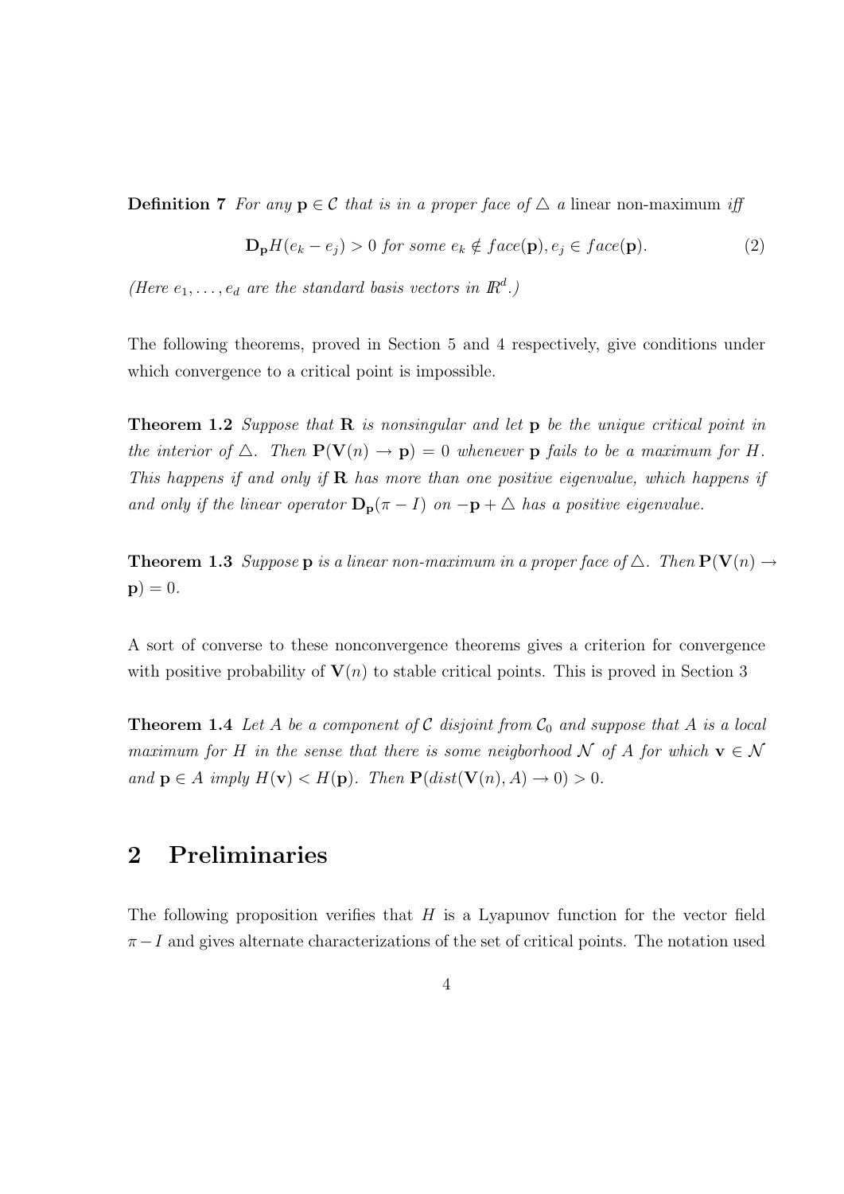**Definition 7** *For any* $\mathbf{p} \in \mathcal{C}$ *that is in a proper face of* $\triangle$ *a* linear non-maximum *iff*

$$\mathbf{D_p}H(e_k - e_j) > 0 \text{ for some } e_k \notin face(\mathbf{p}), e_j \in face(\mathbf{p}). \tag{2}$$

*(Here* $e_1, \ldots, e_d$ *are the standard basis vectors in* $\mathbb{R}^d$*.)*

The following theorems, proved in Section 5 and 4 respectively, give conditions under which convergence to a critical point is impossible.

**Theorem 1.2** *Suppose that* $\mathbf{R}$ *is nonsingular and let* $\mathbf{p}$ *be the unique critical point in the interior of* $\triangle$*. Then* $\mathbf{P}(\mathbf{V}(n) \to \mathbf{p}) = 0$ *whenever* $\mathbf{p}$ *fails to be a maximum for* $H$*. This happens if and only if* $\mathbf{R}$ *has more than one positive eigenvalue, which happens if and only if the linear operator* $\mathbf{D_p}(\pi - I)$ *on* $-\mathbf{p} + \triangle$ *has a positive eigenvalue.*

**Theorem 1.3** *Suppose* $\mathbf{p}$ *is a linear non-maximum in a proper face of* $\triangle$*. Then* $\mathbf{P}(\mathbf{V}(n) \to \mathbf{p}) = 0$*.*

A sort of converse to these nonconvergence theorems gives a criterion for convergence with positive probability of $\mathbf{V}(n)$ to stable critical points. This is proved in Section 3

**Theorem 1.4** *Let* $A$ *be a component of* $\mathcal{C}$ *disjoint from* $\mathcal{C}_0$ *and suppose that* $A$ *is a local maximum for* $H$ *in the sense that there is some neigborhood* $\mathcal{N}$ *of* $A$ *for which* $\mathbf{v} \in \mathcal{N}$ *and* $\mathbf{p} \in A$ *imply* $H(\mathbf{v}) < H(\mathbf{p})$*. Then* $\mathbf{P}(dist(\mathbf{V}(n), A) \to 0) > 0$*.*

## 2 Preliminaries

The following proposition verifies that $H$ is a Lyapunov function for the vector field $\pi - I$ and gives alternate characterizations of the set of critical points. The notation used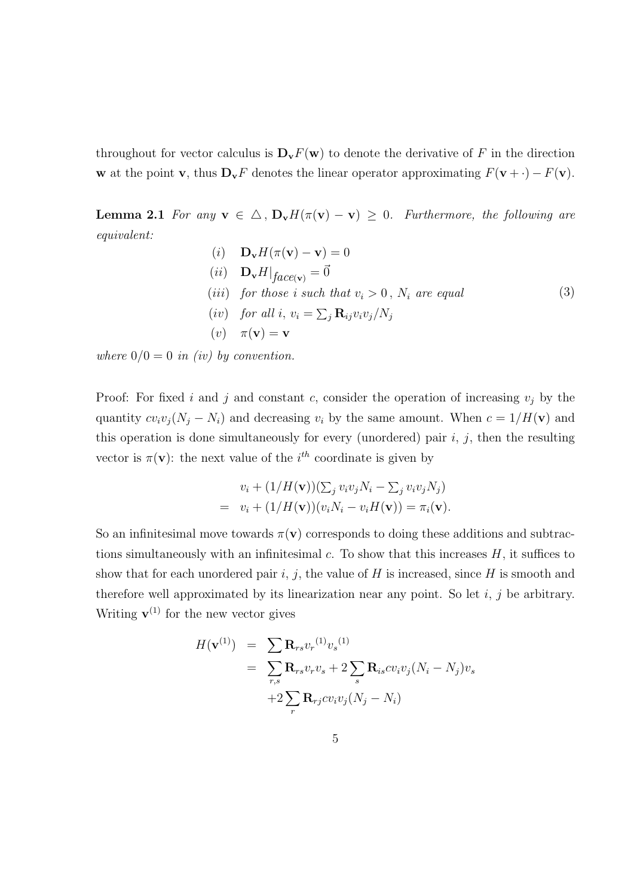throughout for vector calculus is $\mathbf{D_v}F(\mathbf{w})$ to denote the derivative of $F$ in the direction $\mathbf{w}$ at the point $\mathbf{v}$, thus $\mathbf{D_v}F$ denotes the linear operator approximating $F(\mathbf{v}+\cdot) - F(\mathbf{v})$.

**Lemma 2.1** *For any* $\mathbf{v} \in \triangle$, $\mathbf{D_v}H(\pi(\mathbf{v}) - \mathbf{v}) \geq 0$. *Furthermore, the following are equivalent:*

$$
\begin{array}{ll}
(i) & \mathbf{D_v}H(\pi(\mathbf{v}) - \mathbf{v}) = 0 \\
(ii) & \mathbf{D_v}H|_{face(\mathbf{v})} = \vec{0} \\
(iii) & \text{for those } i \text{ such that } v_i > 0\,,\ N_i \text{ are equal} \\
(iv) & \text{for all } i,\ v_i = \sum_j \mathbf{R}_{ij} v_i v_j / N_j \\
(v) & \pi(\mathbf{v}) = \mathbf{v}
\end{array}
\tag{3}
$$

*where* $0/0 = 0$ *in (iv) by convention.*

Proof: For fixed $i$ and $j$ and constant $c$, consider the operation of increasing $v_j$ by the quantity $cv_iv_j(N_j - N_i)$ and decreasing $v_i$ by the same amount. When $c = 1/H(\mathbf{v})$ and this operation is done simultaneously for every (unordered) pair $i$, $j$, then the resulting vector is $\pi(\mathbf{v})$: the next value of the $i^{th}$ coordinate is given by

$$
\begin{aligned}
& v_i + (1/H(\mathbf{v}))(\textstyle\sum_j v_i v_j N_i - \sum_j v_i v_j N_j) \\
= \;& v_i + (1/H(\mathbf{v}))(v_i N_i - v_i H(\mathbf{v})) = \pi_i(\mathbf{v}).
\end{aligned}
$$

So an infinitesimal move towards $\pi(\mathbf{v})$ corresponds to doing these additions and subtractions simultaneously with an infinitesimal $c$. To show that this increases $H$, it suffices to show that for each unordered pair $i$, $j$, the value of $H$ is increased, since $H$ is smooth and therefore well approximated by its linearization near any point. So let $i$, $j$ be arbitrary. Writing $\mathbf{v}^{(1)}$ for the new vector gives

$$
\begin{aligned}
H(\mathbf{v}^{(1)}) &= \sum \mathbf{R}_{rs} {v_r}^{(1)} {v_s}^{(1)} \\
&= \sum_{r,s} \mathbf{R}_{rs} v_r v_s + 2 \sum_s \mathbf{R}_{is} c v_i v_j (N_i - N_j) v_s \\
&\quad + 2 \sum_r \mathbf{R}_{rj} c v_i v_j (N_j - N_i)
\end{aligned}
$$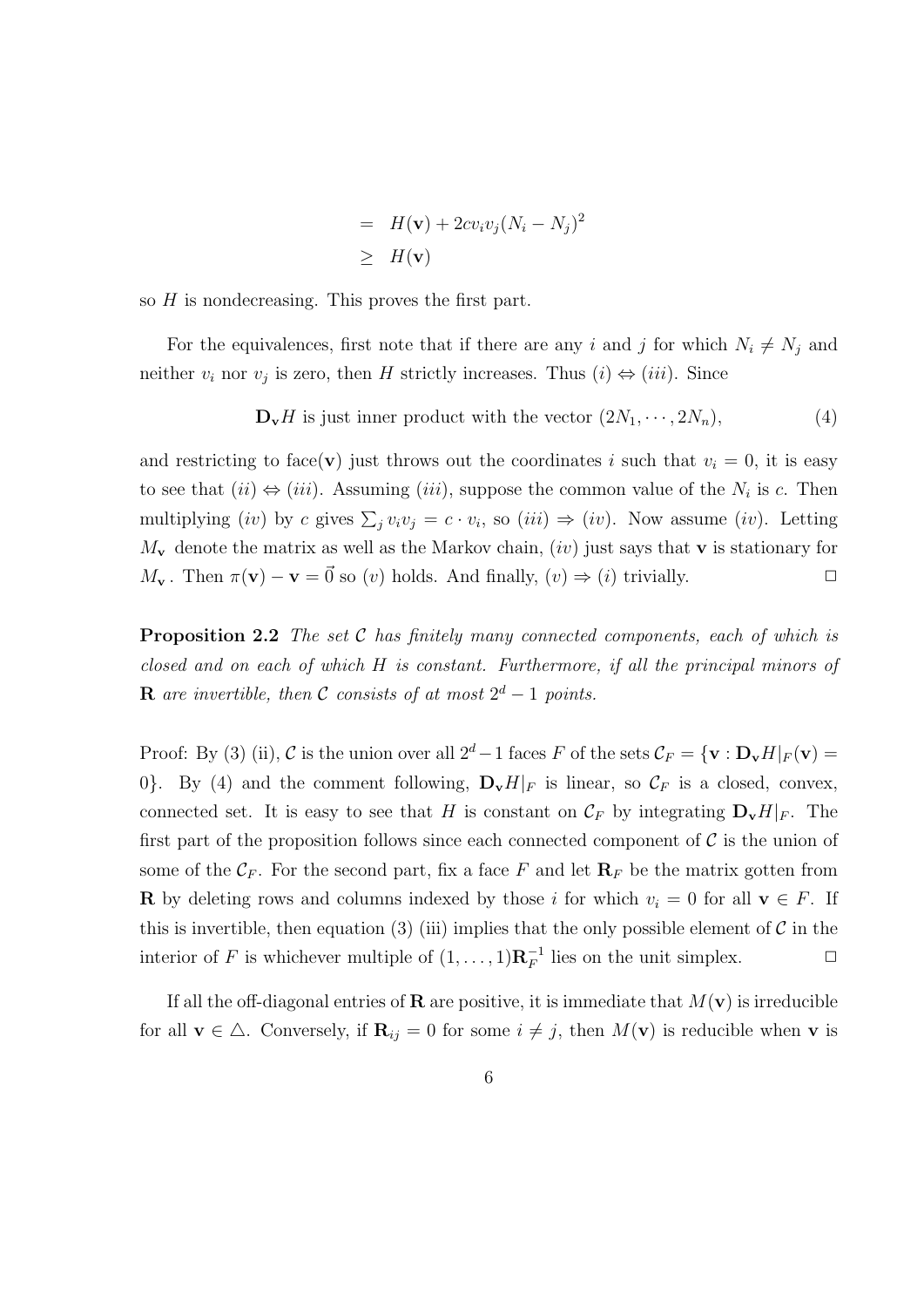$$
\begin{aligned}
&= H(\mathbf{v}) + 2cv_iv_j(N_i - N_j)^2 \\
&\geq H(\mathbf{v})
\end{aligned}
$$

so $H$ is nondecreasing. This proves the first part.

For the equivalences, first note that if there are any $i$ and $j$ for which $N_i \neq N_j$ and neither $v_i$ nor $v_j$ is zero, then $H$ strictly increases. Thus $(i) \Leftrightarrow (iii)$. Since

$$
\mathbf{D_v}H \text{ is just inner product with the vector } (2N_1, \cdots, 2N_n), \tag{4}
$$

and restricting to face($\mathbf{v}$) just throws out the coordinates $i$ such that $v_i = 0$, it is easy to see that $(ii) \Leftrightarrow (iii)$. Assuming $(iii)$, suppose the common value of the $N_i$ is $c$. Then multiplying $(iv)$ by $c$ gives $\sum_j v_i v_j = c \cdot v_i$, so $(iii) \Rightarrow (iv)$. Now assume $(iv)$. Letting $M_\mathbf{v}$ denote the matrix as well as the Markov chain, $(iv)$ just says that $\mathbf{v}$ is stationary for $M_\mathbf{v}$. Then $\pi(\mathbf{v}) - \mathbf{v} = \vec{0}$ so $(v)$ holds. And finally, $(v) \Rightarrow (i)$ trivially. $\Box$

**Proposition 2.2** *The set $\mathcal{C}$ has finitely many connected components, each of which is closed and on each of which $H$ is constant. Furthermore, if all the principal minors of $\mathbf{R}$ are invertible, then $\mathcal{C}$ consists of at most $2^d - 1$ points.*

Proof: By (3) (ii), $\mathcal{C}$ is the union over all $2^d - 1$ faces $F$ of the sets $\mathcal{C}_F = \{\mathbf{v} : \mathbf{D_v}H|_F(\mathbf{v}) = 0\}$. By (4) and the comment following, $\mathbf{D_v}H|_F$ is linear, so $\mathcal{C}_F$ is a closed, convex, connected set. It is easy to see that $H$ is constant on $\mathcal{C}_F$ by integrating $\mathbf{D_v}H|_F$. The first part of the proposition follows since each connected component of $\mathcal{C}$ is the union of some of the $\mathcal{C}_F$. For the second part, fix a face $F$ and let $\mathbf{R}_F$ be the matrix gotten from $\mathbf{R}$ by deleting rows and columns indexed by those $i$ for which $v_i = 0$ for all $\mathbf{v} \in F$. If this is invertible, then equation (3) (iii) implies that the only possible element of $\mathcal{C}$ in the interior of $F$ is whichever multiple of $(1, \ldots, 1)\mathbf{R}_F^{-1}$ lies on the unit simplex. $\Box$

If all the off-diagonal entries of $\mathbf{R}$ are positive, it is immediate that $M(\mathbf{v})$ is irreducible for all $\mathbf{v} \in \triangle$. Conversely, if $\mathbf{R}_{ij} = 0$ for some $i \neq j$, then $M(\mathbf{v})$ is reducible when $\mathbf{v}$ is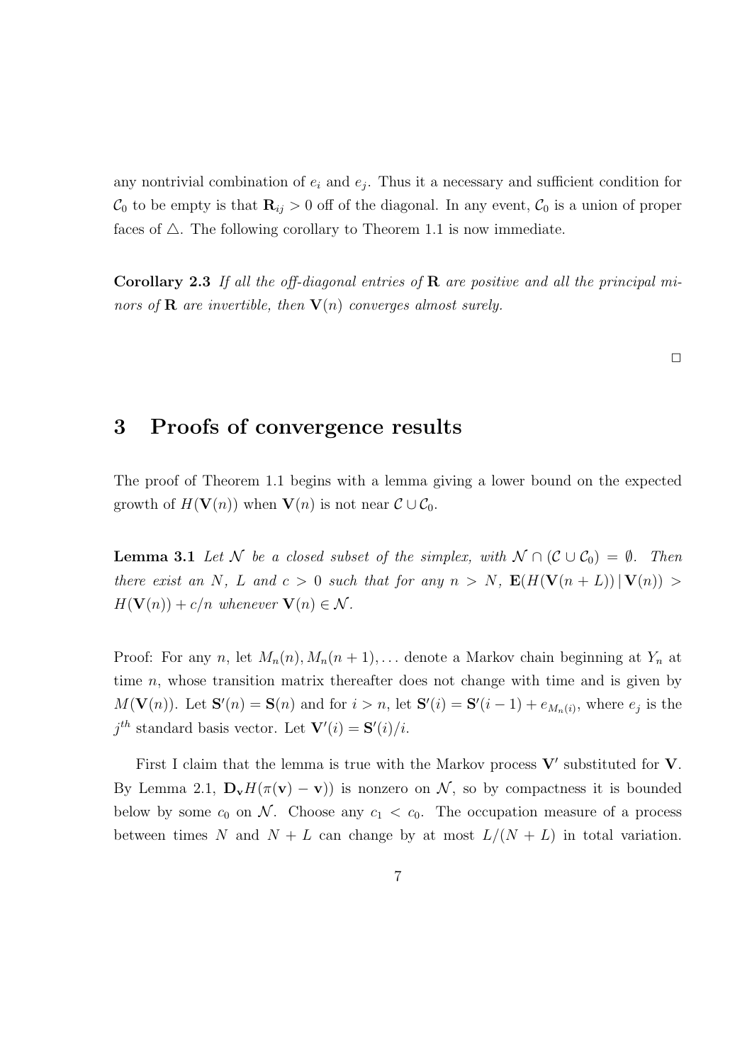any nontrivial combination of $e_i$ and $e_j$. Thus it a necessary and sufficient condition for $\mathcal{C}_0$ to be empty is that $\mathbf{R}_{ij} > 0$ off of the diagonal. In any event, $\mathcal{C}_0$ is a union of proper faces of $\triangle$. The following corollary to Theorem 1.1 is now immediate.

**Corollary 2.3** *If all the off-diagonal entries of $\mathbf{R}$ are positive and all the principal minors of $\mathbf{R}$ are invertible, then $\mathbf{V}(n)$ converges almost surely.*

$\square$

## 3 Proofs of convergence results

The proof of Theorem 1.1 begins with a lemma giving a lower bound on the expected growth of $H(\mathbf{V}(n))$ when $\mathbf{V}(n)$ is not near $\mathcal{C} \cup \mathcal{C}_0$.

**Lemma 3.1** *Let $\mathcal{N}$ be a closed subset of the simplex, with $\mathcal{N} \cap (\mathcal{C} \cup \mathcal{C}_0) = \emptyset$. Then there exist an $N$, $L$ and $c > 0$ such that for any $n > N$, $\mathbf{E}(H(\mathbf{V}(n + L)) \,|\, \mathbf{V}(n)) > H(\mathbf{V}(n)) + c/n$ whenever $\mathbf{V}(n) \in \mathcal{N}$.*

Proof: For any $n$, let $M_n(n), M_n(n + 1), \ldots$ denote a Markov chain beginning at $Y_n$ at time $n$, whose transition matrix thereafter does not change with time and is given by $M(\mathbf{V}(n))$. Let $\mathbf{S}'(n) = \mathbf{S}(n)$ and for $i > n$, let $\mathbf{S}'(i) = \mathbf{S}'(i - 1) + e_{M_n(i)}$, where $e_j$ is the $j^{th}$ standard basis vector. Let $\mathbf{V}'(i) = \mathbf{S}'(i)/i$.

First I claim that the lemma is true with the Markov process $\mathbf{V}'$ substituted for $\mathbf{V}$. By Lemma 2.1, $\mathbf{D}_\mathbf{v} H(\pi(\mathbf{v}) - \mathbf{v}))$ is nonzero on $\mathcal{N}$, so by compactness it is bounded below by some $c_0$ on $\mathcal{N}$. Choose any $c_1 < c_0$. The occupation measure of a process between times $N$ and $N + L$ can change by at most $L/(N + L)$ in total variation.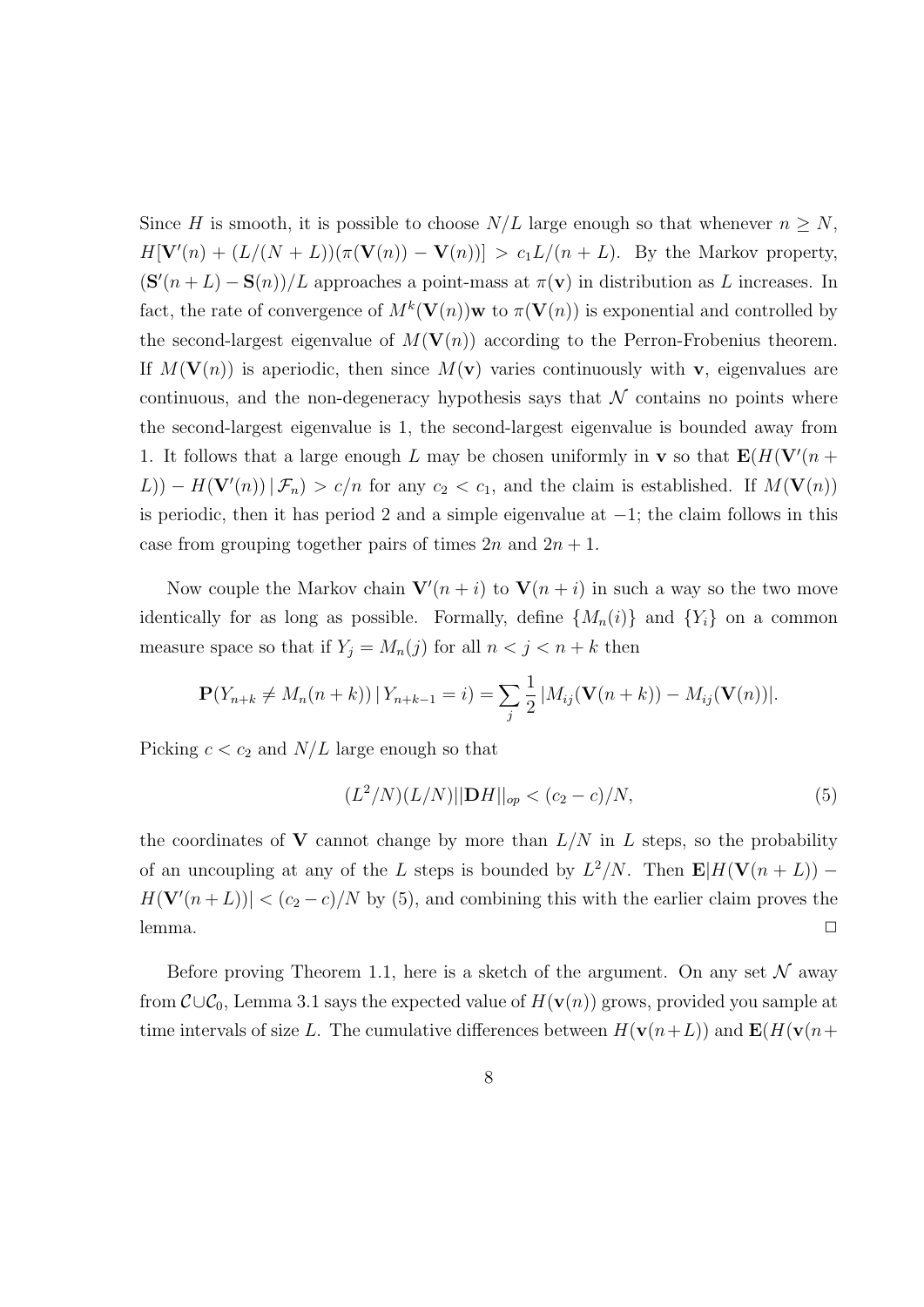Since $H$ is smooth, it is possible to choose $N/L$ large enough so that whenever $n \geq N$, $H[\mathbf{V}'(n) + (L/(N+L))(\pi(\mathbf{V}(n)) - \mathbf{V}(n))] > c_1 L/(n+L)$. By the Markov property, $(\mathbf{S}'(n+L) - \mathbf{S}(n))/L$ approaches a point-mass at $\pi(\mathbf{v})$ in distribution as $L$ increases. In fact, the rate of convergence of $M^k(\mathbf{V}(n))\mathbf{w}$ to $\pi(\mathbf{V}(n))$ is exponential and controlled by the second-largest eigenvalue of $M(\mathbf{V}(n))$ according to the Perron-Frobenius theorem. If $M(\mathbf{V}(n))$ is aperiodic, then since $M(\mathbf{v})$ varies continuously with $\mathbf{v}$, eigenvalues are continuous, and the non-degeneracy hypothesis says that $\mathcal{N}$ contains no points where the second-largest eigenvalue is 1, the second-largest eigenvalue is bounded away from 1. It follows that a large enough $L$ may be chosen uniformly in $\mathbf{v}$ so that $\mathbf{E}(H(\mathbf{V}'(n+L)) - H(\mathbf{V}'(n)) \,|\, \mathcal{F}_n) > c/n$ for any $c_2 < c_1$, and the claim is established. If $M(\mathbf{V}(n))$ is periodic, then it has period 2 and a simple eigenvalue at $-1$; the claim follows in this case from grouping together pairs of times $2n$ and $2n+1$.

Now couple the Markov chain $\mathbf{V}'(n+i)$ to $\mathbf{V}(n+i)$ in such a way so the two move identically for as long as possible. Formally, define $\{M_n(i)\}$ and $\{Y_i\}$ on a common measure space so that if $Y_j = M_n(j)$ for all $n < j < n+k$ then

$$\mathbf{P}(Y_{n+k} \neq M_n(n+k)) \,|\, Y_{n+k-1} = i) = \sum_j \frac{1}{2} |M_{ij}(\mathbf{V}(n+k)) - M_{ij}(\mathbf{V}(n))|.$$

Picking $c < c_2$ and $N/L$ large enough so that

$$(L^2/N)(L/N)||\mathbf{D}H||_{op} < (c_2 - c)/N, \tag{5}$$

the coordinates of $\mathbf{V}$ cannot change by more than $L/N$ in $L$ steps, so the probability of an uncoupling at any of the $L$ steps is bounded by $L^2/N$. Then $\mathbf{E}|H(\mathbf{V}(n+L)) - H(\mathbf{V}'(n+L))| < (c_2 - c)/N$ by (5), and combining this with the earlier claim proves the lemma. $\square$

Before proving Theorem 1.1, here is a sketch of the argument. On any set $\mathcal{N}$ away from $\mathcal{C} \cup \mathcal{C}_0$, Lemma 3.1 says the expected value of $H(\mathbf{v}(n))$ grows, provided you sample at time intervals of size $L$. The cumulative differences between $H(\mathbf{v}(n+L))$ and $\mathbf{E}(H(\mathbf{v}(n+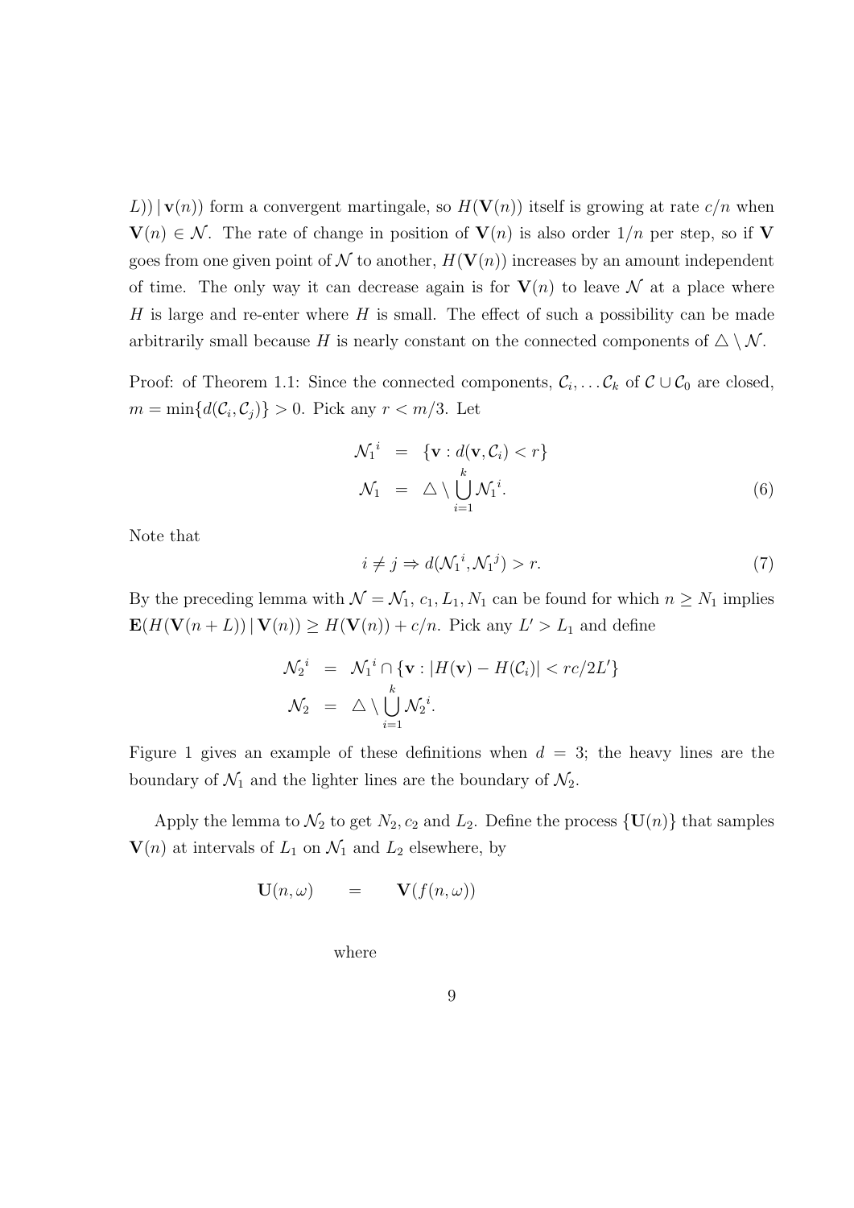$L)) \,|\, \mathbf{v}(n))$ form a convergent martingale, so $H(\mathbf{V}(n))$ itself is growing at rate $c/n$ when $\mathbf{V}(n) \in \mathcal{N}$. The rate of change in position of $\mathbf{V}(n)$ is also order $1/n$ per step, so if $\mathbf{V}$ goes from one given point of $\mathcal{N}$ to another, $H(\mathbf{V}(n))$ increases by an amount independent of time. The only way it can decrease again is for $\mathbf{V}(n)$ to leave $\mathcal{N}$ at a place where $H$ is large and re-enter where $H$ is small. The effect of such a possibility can be made arbitrarily small because $H$ is nearly constant on the connected components of $\triangle \setminus \mathcal{N}$.

Proof: of Theorem 1.1: Since the connected components, $\mathcal{C}_i, \ldots \mathcal{C}_k$ of $\mathcal{C} \cup \mathcal{C}_0$ are closed, $m = \min\{d(\mathcal{C}_i, \mathcal{C}_j)\} > 0$. Pick any $r < m/3$. Let

$$
\begin{aligned}
{\mathcal{N}_1}^i &= \{\mathbf{v} : d(\mathbf{v}, \mathcal{C}_i) < r\} \\
\mathcal{N}_1 &= \triangle \setminus \bigcup_{i=1}^{k} {\mathcal{N}_1}^i.
\end{aligned} \tag{6}
$$

Note that

$$
i \neq j \Rightarrow d({\mathcal{N}_1}^i, {\mathcal{N}_1}^j) > r. \tag{7}
$$

By the preceding lemma with $\mathcal{N} = \mathcal{N}_1$, $c_1, L_1, N_1$ can be found for which $n \geq N_1$ implies $\mathbf{E}(H(\mathbf{V}(n+L)) \,|\, \mathbf{V}(n)) \geq H(\mathbf{V}(n)) + c/n$. Pick any $L' > L_1$ and define

$$
\begin{aligned}
{\mathcal{N}_2}^i &= {\mathcal{N}_1}^i \cap \{\mathbf{v} : |H(\mathbf{v}) - H(\mathcal{C}_i)| < rc/2L'\} \\
\mathcal{N}_2 &= \triangle \setminus \bigcup_{i=1}^{k} {\mathcal{N}_2}^i.
\end{aligned}
$$

Figure 1 gives an example of these definitions when $d = 3$; the heavy lines are the boundary of $\mathcal{N}_1$ and the lighter lines are the boundary of $\mathcal{N}_2$.

Apply the lemma to $\mathcal{N}_2$ to get $N_2, c_2$ and $L_2$. Define the process $\{\mathbf{U}(n)\}$ that samples $\mathbf{V}(n)$ at intervals of $L_1$ on $\mathcal{N}_1$ and $L_2$ elsewhere, by

$$
\mathbf{U}(n, \omega) \quad = \quad \mathbf{V}(f(n, \omega))
$$

where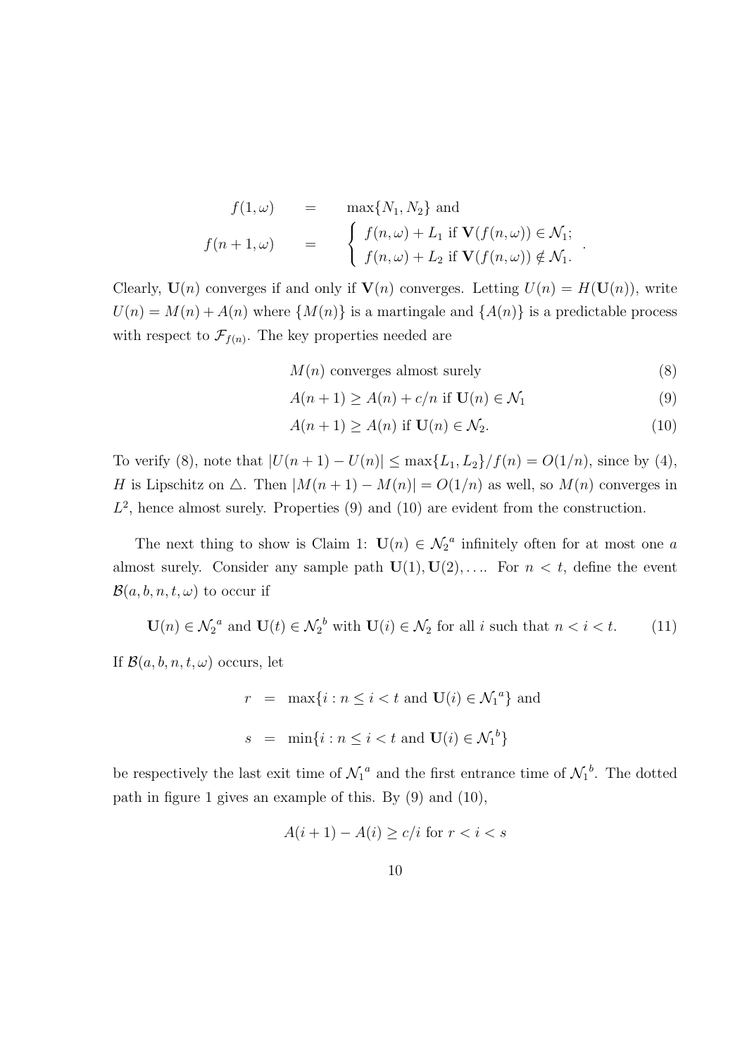$$
\begin{aligned}
f(1,\omega) \quad &= \quad \max\{N_1, N_2\} \text{ and} \\
f(n+1,\omega) \quad &= \quad \begin{cases} f(n,\omega) + L_1 \text{ if } \mathbf{V}(f(n,\omega)) \in \mathcal{N}_1; \\ f(n,\omega) + L_2 \text{ if } \mathbf{V}(f(n,\omega)) \notin \mathcal{N}_1. \end{cases}
\end{aligned}
$$

Clearly, $\mathbf{U}(n)$ converges if and only if $\mathbf{V}(n)$ converges. Letting $U(n) = H(\mathbf{U}(n))$, write $U(n) = M(n) + A(n)$ where $\{M(n)\}$ is a martingale and $\{A(n)\}$ is a predictable process with respect to $\mathcal{F}_{f(n)}$. The key properties needed are

$$
M(n) \text{ converges almost surely} \tag{8}
$$

$$
A(n+1) \geq A(n) + c/n \text{ if } \mathbf{U}(n) \in \mathcal{N}_1 \tag{9}
$$

$$
A(n+1) \geq A(n) \text{ if } \mathbf{U}(n) \in \mathcal{N}_2. \tag{10}
$$

To verify (8), note that $|U(n+1) - U(n)| \leq \max\{L_1, L_2\}/f(n) = O(1/n)$, since by (4), $H$ is Lipschitz on $\triangle$. Then $|M(n+1) - M(n)| = O(1/n)$ as well, so $M(n)$ converges in $L^2$, hence almost surely. Properties (9) and (10) are evident from the construction.

The next thing to show is Claim 1: $\mathbf{U}(n) \in {\mathcal{N}_2}^a$ infinitely often for at most one $a$ almost surely. Consider any sample path $\mathbf{U}(1), \mathbf{U}(2), \ldots$. For $n < t$, define the event $\mathcal{B}(a, b, n, t, \omega)$ to occur if

$$
\mathbf{U}(n) \in {\mathcal{N}_2}^a \text{ and } \mathbf{U}(t) \in {\mathcal{N}_2}^b \text{ with } \mathbf{U}(i) \in \mathcal{N}_2 \text{ for all } i \text{ such that } n < i < t. \tag{11}
$$

If $\mathcal{B}(a, b, n, t, \omega)$ occurs, let

$$
\begin{aligned}
r \quad &= \quad \max\{i : n \leq i < t \text{ and } \mathbf{U}(i) \in {\mathcal{N}_1}^a\} \text{ and} \\
s \quad &= \quad \min\{i : n \leq i < t \text{ and } \mathbf{U}(i) \in {\mathcal{N}_1}^b\}
\end{aligned}
$$

be respectively the last exit time of ${\mathcal{N}_1}^a$ and the first entrance time of ${\mathcal{N}_1}^b$. The dotted path in figure 1 gives an example of this. By (9) and (10),

$$
A(i+1) - A(i) \geq c/i \text{ for } r < i < s
$$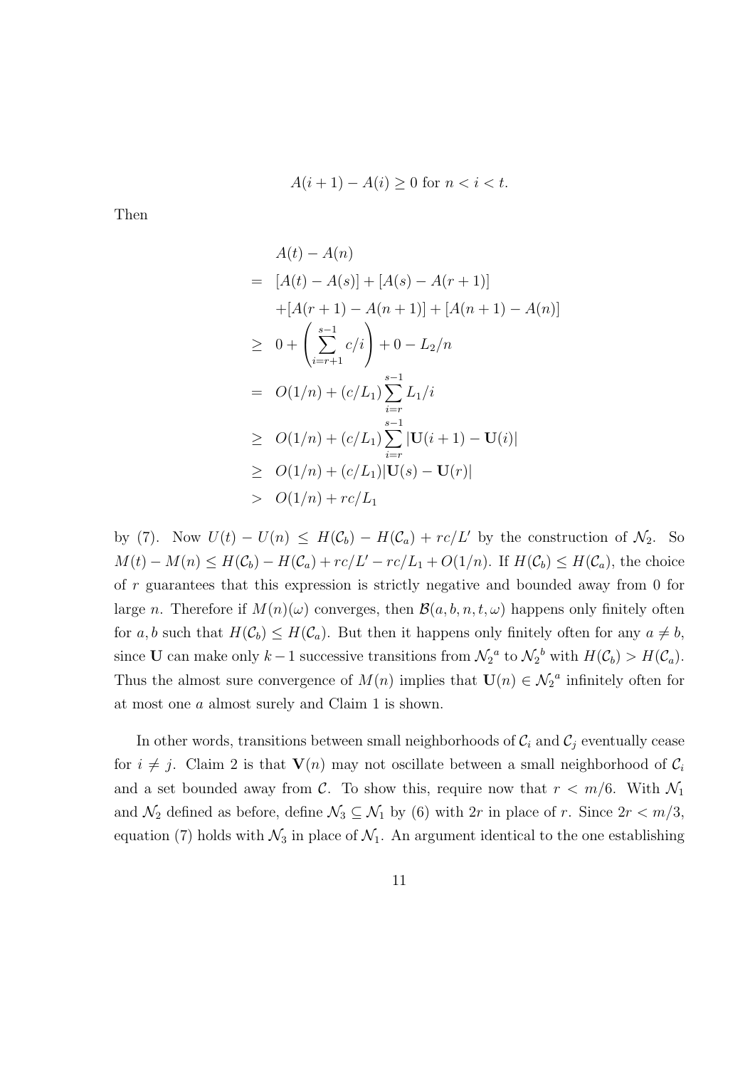$$A(i+1) - A(i) \geq 0 \text{ for } n < i < t.$$

Then

$$\begin{aligned}
& A(t) - A(n) \\
= \;& [A(t) - A(s)] + [A(s) - A(r+1)] \\
& + [A(r+1) - A(n+1)] + [A(n+1) - A(n)] \\
\geq \;& 0 + \left( \sum_{i=r+1}^{s-1} c/i \right) + 0 - L_2/n \\
= \;& O(1/n) + (c/L_1) \sum_{i=r}^{s-1} L_1/i \\
\geq \;& O(1/n) + (c/L_1) \sum_{i=r}^{s-1} |\mathbf{U}(i+1) - \mathbf{U}(i)| \\
\geq \;& O(1/n) + (c/L_1) |\mathbf{U}(s) - \mathbf{U}(r)| \\
> \;& O(1/n) + rc/L_1
\end{aligned}$$

by (7). Now $U(t) - U(n) \leq H(\mathcal{C}_b) - H(\mathcal{C}_a) + rc/L'$ by the construction of $\mathcal{N}_2$. So $M(t) - M(n) \leq H(\mathcal{C}_b) - H(\mathcal{C}_a) + rc/L' - rc/L_1 + O(1/n)$. If $H(\mathcal{C}_b) \leq H(\mathcal{C}_a)$, the choice of $r$ guarantees that this expression is strictly negative and bounded away from 0 for large $n$. Therefore if $M(n)(\omega)$ converges, then $\mathcal{B}(a, b, n, t, \omega)$ happens only finitely often for $a, b$ such that $H(\mathcal{C}_b) \leq H(\mathcal{C}_a)$. But then it happens only finitely often for any $a \neq b$, since $\mathbf{U}$ can make only $k-1$ successive transitions from ${\mathcal{N}_2}^a$ to ${\mathcal{N}_2}^b$ with $H(\mathcal{C}_b) > H(\mathcal{C}_a)$. Thus the almost sure convergence of $M(n)$ implies that $\mathbf{U}(n) \in {\mathcal{N}_2}^a$ infinitely often for at most one $a$ almost surely and Claim 1 is shown.

In other words, transitions between small neighborhoods of $\mathcal{C}_i$ and $\mathcal{C}_j$ eventually cease for $i \neq j$. Claim 2 is that $\mathbf{V}(n)$ may not oscillate between a small neighborhood of $\mathcal{C}_i$ and a set bounded away from $\mathcal{C}$. To show this, require now that $r < m/6$. With $\mathcal{N}_1$ and $\mathcal{N}_2$ defined as before, define $\mathcal{N}_3 \subseteq \mathcal{N}_1$ by (6) with $2r$ in place of $r$. Since $2r < m/3$, equation (7) holds with $\mathcal{N}_3$ in place of $\mathcal{N}_1$. An argument identical to the one establishing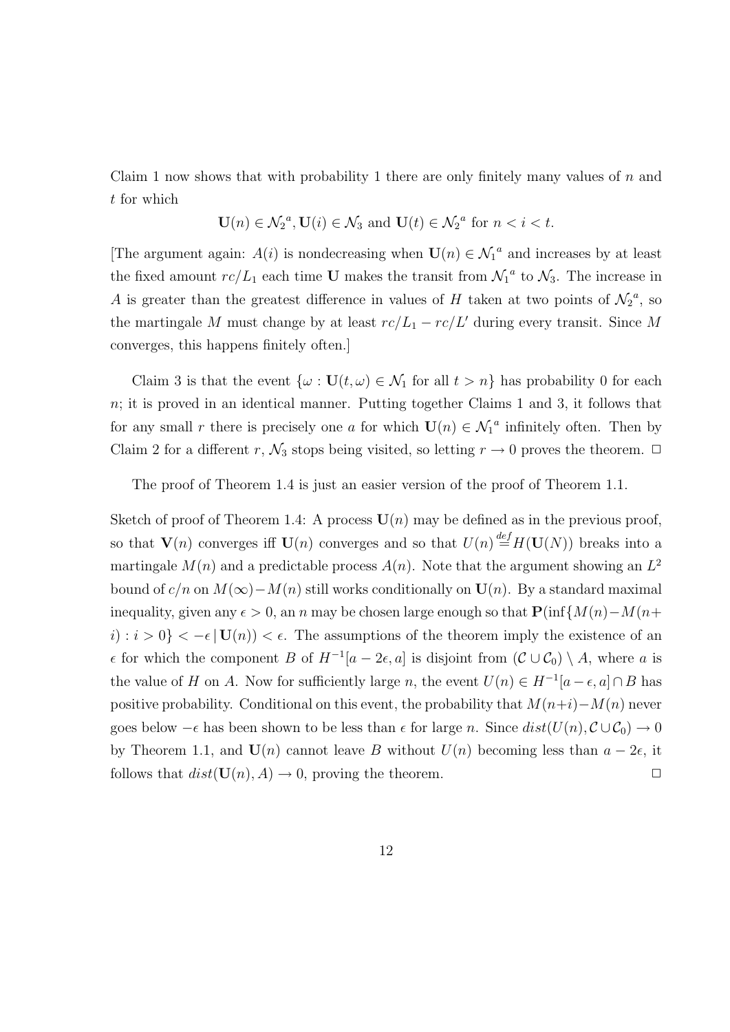Claim 1 now shows that with probability 1 there are only finitely many values of $n$ and $t$ for which

$$\mathbf{U}(n) \in {\mathcal{N}_2}^a, \mathbf{U}(i) \in \mathcal{N}_3 \text{ and } \mathbf{U}(t) \in {\mathcal{N}_2}^a \text{ for } n < i < t.$$

[The argument again: $A(i)$ is nondecreasing when $\mathbf{U}(n) \in {\mathcal{N}_1}^a$ and increases by at least the fixed amount $rc/L_1$ each time $\mathbf{U}$ makes the transit from ${\mathcal{N}_1}^a$ to $\mathcal{N}_3$. The increase in $A$ is greater than the greatest difference in values of $H$ taken at two points of ${\mathcal{N}_2}^a$, so the martingale $M$ must change by at least $rc/L_1 - rc/L'$ during every transit. Since $M$ converges, this happens finitely often.]

Claim 3 is that the event $\{\omega : \mathbf{U}(t, \omega) \in \mathcal{N}_1 \text{ for all } t > n\}$ has probability 0 for each $n$; it is proved in an identical manner. Putting together Claims 1 and 3, it follows that for any small $r$ there is precisely one $a$ for which $\mathbf{U}(n) \in {\mathcal{N}_1}^a$ infinitely often. Then by Claim 2 for a different $r$, $\mathcal{N}_3$ stops being visited, so letting $r \to 0$ proves the theorem. $\square$

The proof of Theorem 1.4 is just an easier version of the proof of Theorem 1.1.

Sketch of proof of Theorem 1.4: A process $\mathbf{U}(n)$ may be defined as in the previous proof, so that $\mathbf{V}(n)$ converges iff $\mathbf{U}(n)$ converges and so that $U(n) \stackrel{def}{=} H(\mathbf{U}(N))$ breaks into a martingale $M(n)$ and a predictable process $A(n)$. Note that the argument showing an $L^2$ bound of $c/n$ on $M(\infty) - M(n)$ still works conditionally on $\mathbf{U}(n)$. By a standard maximal inequality, given any $\epsilon > 0$, an $n$ may be chosen large enough so that $\mathbf{P}(\inf\{M(n) - M(n+i) : i > 0\} < -\epsilon \,|\, \mathbf{U}(n)) < \epsilon$. The assumptions of the theorem imply the existence of an $\epsilon$ for which the component $B$ of $H^{-1}[a - 2\epsilon, a]$ is disjoint from $(\mathcal{C} \cup \mathcal{C}_0) \setminus A$, where $a$ is the value of $H$ on $A$. Now for sufficiently large $n$, the event $U(n) \in H^{-1}[a - \epsilon, a] \cap B$ has positive probability. Conditional on this event, the probability that $M(n+i) - M(n)$ never goes below $-\epsilon$ has been shown to be less than $\epsilon$ for large $n$. Since $dist(U(n), \mathcal{C} \cup \mathcal{C}_0) \to 0$ by Theorem 1.1, and $\mathbf{U}(n)$ cannot leave $B$ without $U(n)$ becoming less than $a - 2\epsilon$, it follows that $dist(\mathbf{U}(n), A) \to 0$, proving the theorem. $\square$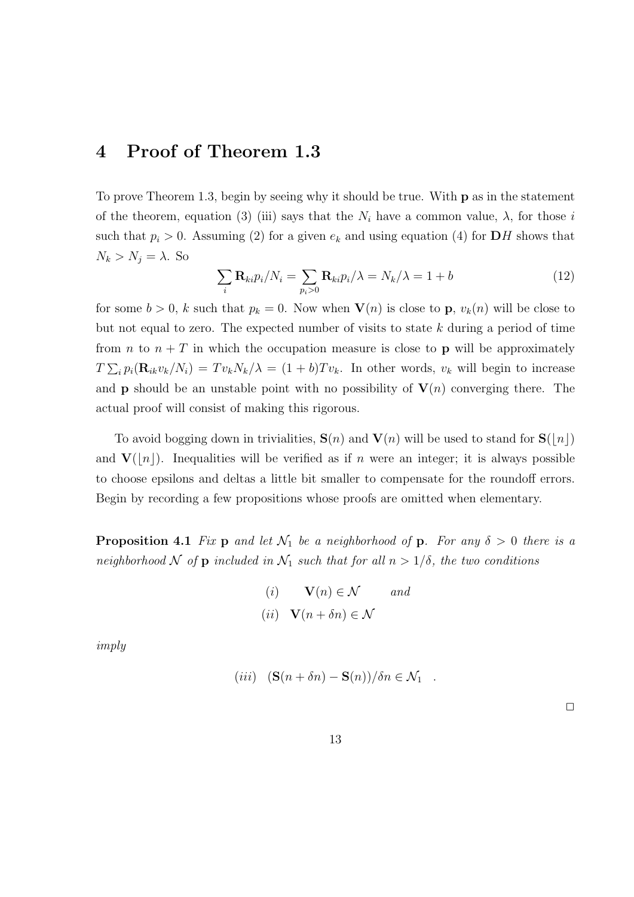## 4 Proof of Theorem 1.3

To prove Theorem 1.3, begin by seeing why it should be true. With $\mathbf{p}$ as in the statement of the theorem, equation (3) (iii) says that the $N_i$ have a common value, $\lambda$, for those $i$ such that $p_i > 0$. Assuming (2) for a given $e_k$ and using equation (4) for $\mathbf{D}H$ shows that $N_k > N_j = \lambda$. So

$$\sum_i \mathbf{R}_{ki} p_i / N_i = \sum_{p_i > 0} \mathbf{R}_{ki} p_i / \lambda = N_k / \lambda = 1 + b \tag{12}$$

for some $b > 0$, $k$ such that $p_k = 0$. Now when $\mathbf{V}(n)$ is close to $\mathbf{p}$, $v_k(n)$ will be close to but not equal to zero. The expected number of visits to state $k$ during a period of time from $n$ to $n + T$ in which the occupation measure is close to $\mathbf{p}$ will be approximately $T \sum_i p_i (\mathbf{R}_{ik} v_k / N_i) = T v_k N_k / \lambda = (1 + b) T v_k$. In other words, $v_k$ will begin to increase and $\mathbf{p}$ should be an unstable point with no possibility of $\mathbf{V}(n)$ converging there. The actual proof will consist of making this rigorous.

To avoid bogging down in trivialities, $\mathbf{S}(n)$ and $\mathbf{V}(n)$ will be used to stand for $\mathbf{S}(\lfloor n \rfloor)$ and $\mathbf{V}(\lfloor n \rfloor)$. Inequalities will be verified as if $n$ were an integer; it is always possible to choose epsilons and deltas a little bit smaller to compensate for the roundoff errors. Begin by recording a few propositions whose proofs are omitted when elementary.

**Proposition 4.1** *Fix $\mathbf{p}$ and let $\mathcal{N}_1$ be a neighborhood of $\mathbf{p}$. For any $\delta > 0$ there is a neighborhood $\mathcal{N}$ of $\mathbf{p}$ included in $\mathcal{N}_1$ such that for all $n > 1/\delta$, the two conditions*

$$(i) \quad \mathbf{V}(n) \in \mathcal{N} \qquad \textit{and}$$
$$(ii) \quad \mathbf{V}(n + \delta n) \in \mathcal{N}$$

*imply*

$$(iii) \quad (\mathbf{S}(n + \delta n) - \mathbf{S}(n)) / \delta n \in \mathcal{N}_1 \quad .$$

□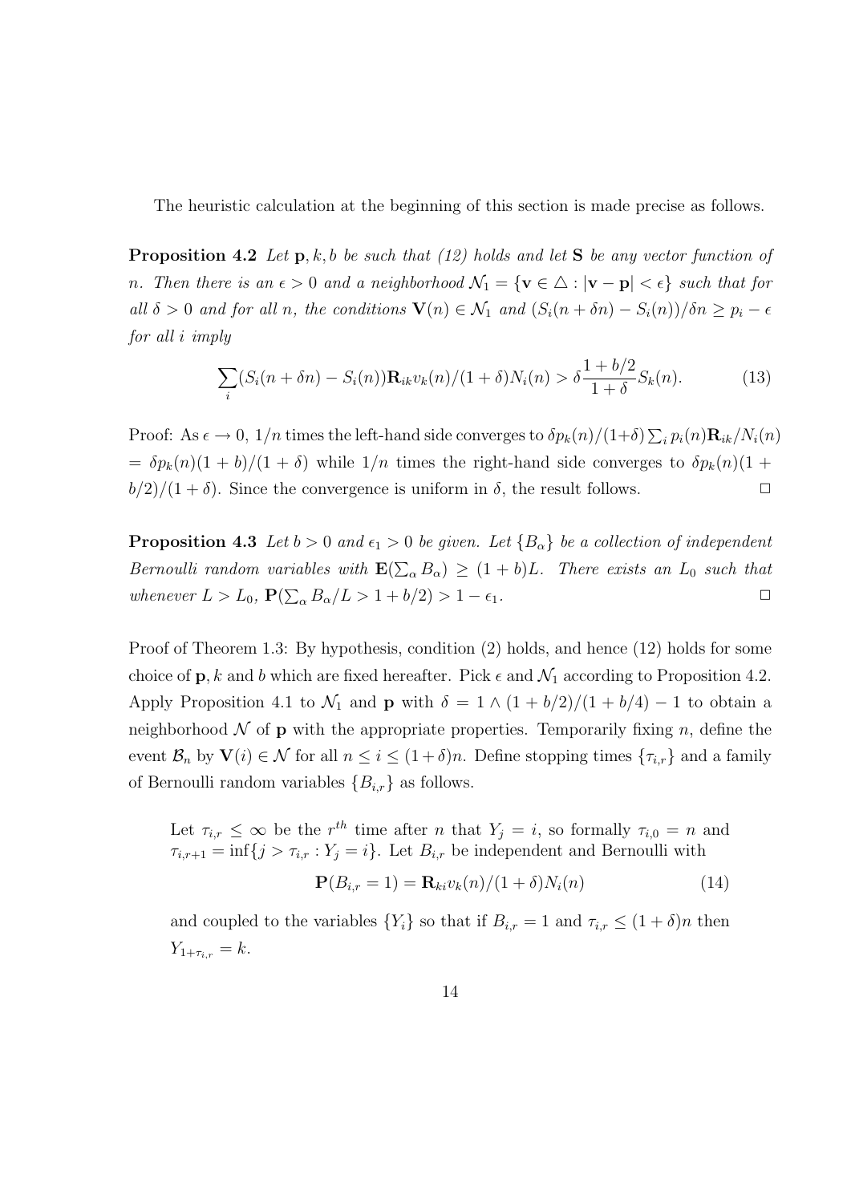The heuristic calculation at the beginning of this section is made precise as follows.

**Proposition 4.2** *Let* $\mathbf{p}, k, b$ *be such that (12) holds and let* $\mathbf{S}$ *be any vector function of* $n$*. Then there is an* $\epsilon > 0$ *and a neighborhood* $\mathcal{N}_1 = \{\mathbf{v} \in \triangle : |\mathbf{v} - \mathbf{p}| < \epsilon\}$ *such that for all* $\delta > 0$ *and for all* $n$*, the conditions* $\mathbf{V}(n) \in \mathcal{N}_1$ *and* $(S_i(n + \delta n) - S_i(n))/\delta n \geq p_i - \epsilon$ *for all* $i$ *imply*

$$\sum_i (S_i(n + \delta n) - S_i(n))\mathbf{R}_{ik} v_k(n)/(1 + \delta)N_i(n) > \delta \frac{1 + b/2}{1 + \delta} S_k(n). \tag{13}$$

Proof: As $\epsilon \to 0$, $1/n$ times the left-hand side converges to $\delta p_k(n)/(1+\delta)\sum_i p_i(n)\mathbf{R}_{ik}/N_i(n)$ $= \delta p_k(n)(1 + b)/(1 + \delta)$ while $1/n$ times the right-hand side converges to $\delta p_k(n)(1 + b/2)/(1 + \delta)$. Since the convergence is uniform in $\delta$, the result follows. $\square$

**Proposition 4.3** *Let* $b > 0$ *and* $\epsilon_1 > 0$ *be given. Let* $\{B_\alpha\}$ *be a collection of independent Bernoulli random variables with* $\mathbf{E}(\sum_\alpha B_\alpha) \geq (1 + b)L$*. There exists an* $L_0$ *such that whenever* $L > L_0$*,* $\mathbf{P}(\sum_\alpha B_\alpha/L > 1 + b/2) > 1 - \epsilon_1$*.* $\square$

Proof of Theorem 1.3: By hypothesis, condition (2) holds, and hence (12) holds for some choice of $\mathbf{p}, k$ and $b$ which are fixed hereafter. Pick $\epsilon$ and $\mathcal{N}_1$ according to Proposition 4.2. Apply Proposition 4.1 to $\mathcal{N}_1$ and $\mathbf{p}$ with $\delta = 1 \wedge (1 + b/2)/(1 + b/4) - 1$ to obtain a neighborhood $\mathcal{N}$ of $\mathbf{p}$ with the appropriate properties. Temporarily fixing $n$, define the event $\mathcal{B}_n$ by $\mathbf{V}(i) \in \mathcal{N}$ for all $n \leq i \leq (1 + \delta)n$. Define stopping times $\{\tau_{i,r}\}$ and a family of Bernoulli random variables $\{B_{i,r}\}$ as follows.

> Let $\tau_{i,r} \leq \infty$ be the $r^{th}$ time after $n$ that $Y_j = i$, so formally $\tau_{i,0} = n$ and $\tau_{i,r+1} = \inf\{j > \tau_{i,r} : Y_j = i\}$. Let $B_{i,r}$ be independent and Bernoulli with
>
> $$\mathbf{P}(B_{i,r} = 1) = \mathbf{R}_{ki} v_k(n)/(1 + \delta)N_i(n) \tag{14}$$
>
> and coupled to the variables $\{Y_i\}$ so that if $B_{i,r} = 1$ and $\tau_{i,r} \leq (1 + \delta)n$ then $Y_{1+\tau_{i,r}} = k$.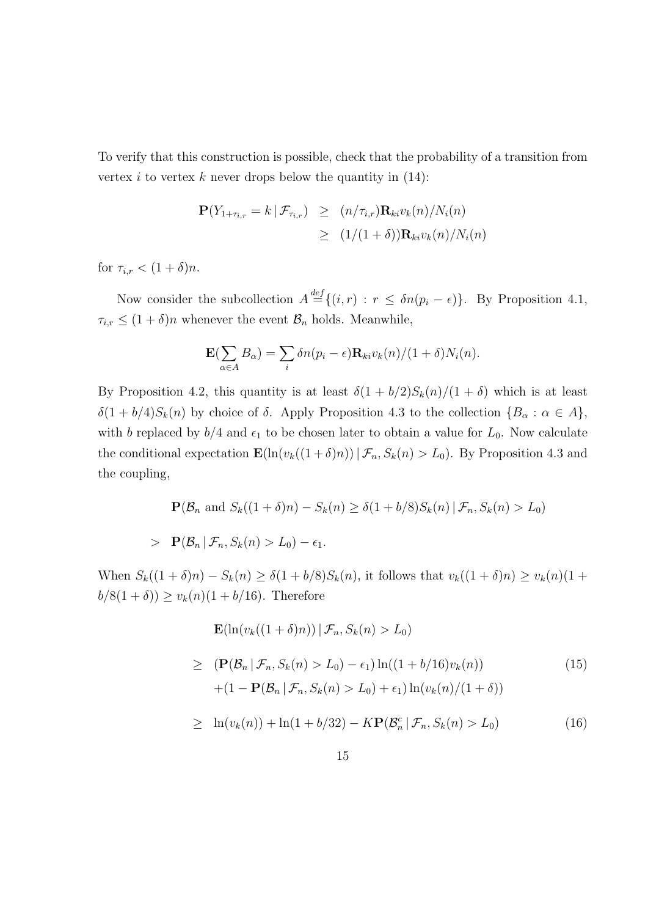To verify that this construction is possible, check that the probability of a transition from vertex $i$ to vertex $k$ never drops below the quantity in (14):

$$
\begin{aligned}
\mathbf{P}(Y_{1+\tau_{i,r}} = k \,|\, \mathcal{F}_{\tau_{i,r}}) &\geq (n/\tau_{i,r})\mathbf{R}_{ki} v_k(n)/N_i(n) \\
&\geq (1/(1+\delta))\mathbf{R}_{ki} v_k(n)/N_i(n)
\end{aligned}
$$

for $\tau_{i,r} < (1+\delta)n$.

Now consider the subcollection $A \stackrel{def}{=} \{(i,r) : r \leq \delta n(p_i - \epsilon)\}$. By Proposition 4.1, $\tau_{i,r} \leq (1+\delta)n$ whenever the event $\mathcal{B}_n$ holds. Meanwhile,

$$
\mathbf{E}(\sum_{\alpha \in A} B_\alpha) = \sum_i \delta n(p_i - \epsilon)\mathbf{R}_{ki} v_k(n)/(1+\delta)N_i(n).
$$

By Proposition 4.2, this quantity is at least $\delta(1 + b/2)S_k(n)/(1+\delta)$ which is at least $\delta(1 + b/4)S_k(n)$ by choice of $\delta$. Apply Proposition 4.3 to the collection $\{B_\alpha : \alpha \in A\}$, with $b$ replaced by $b/4$ and $\epsilon_1$ to be chosen later to obtain a value for $L_0$. Now calculate the conditional expectation $\mathbf{E}(\ln(v_k((1+\delta)n)) \,|\, \mathcal{F}_n, S_k(n) > L_0)$. By Proposition 4.3 and the coupling,

$$
\begin{aligned}
&\mathbf{P}(\mathcal{B}_n \text{ and } S_k((1+\delta)n) - S_k(n) \geq \delta(1+b/8)S_k(n) \,|\, \mathcal{F}_n, S_k(n) > L_0) \\
> \;& \mathbf{P}(\mathcal{B}_n \,|\, \mathcal{F}_n, S_k(n) > L_0) - \epsilon_1.
\end{aligned}
$$

When $S_k((1+\delta)n) - S_k(n) \geq \delta(1+b/8)S_k(n)$, it follows that $v_k((1+\delta)n) \geq v_k(n)(1 + b/8(1+\delta)) \geq v_k(n)(1 + b/16)$. Therefore

$$
\begin{aligned}
&\mathbf{E}(\ln(v_k((1+\delta)n)) \,|\, \mathcal{F}_n, S_k(n) > L_0) \\
\geq \;& (\mathbf{P}(\mathcal{B}_n \,|\, \mathcal{F}_n, S_k(n) > L_0) - \epsilon_1)\ln((1+b/16)v_k(n)) \qquad (15) \\
&+ (1 - \mathbf{P}(\mathcal{B}_n \,|\, \mathcal{F}_n, S_k(n) > L_0) + \epsilon_1)\ln(v_k(n)/(1+\delta)) \\
\geq \;& \ln(v_k(n)) + \ln(1 + b/32) - K\mathbf{P}(\mathcal{B}_n^c \,|\, \mathcal{F}_n, S_k(n) > L_0) \qquad (16)
\end{aligned}
$$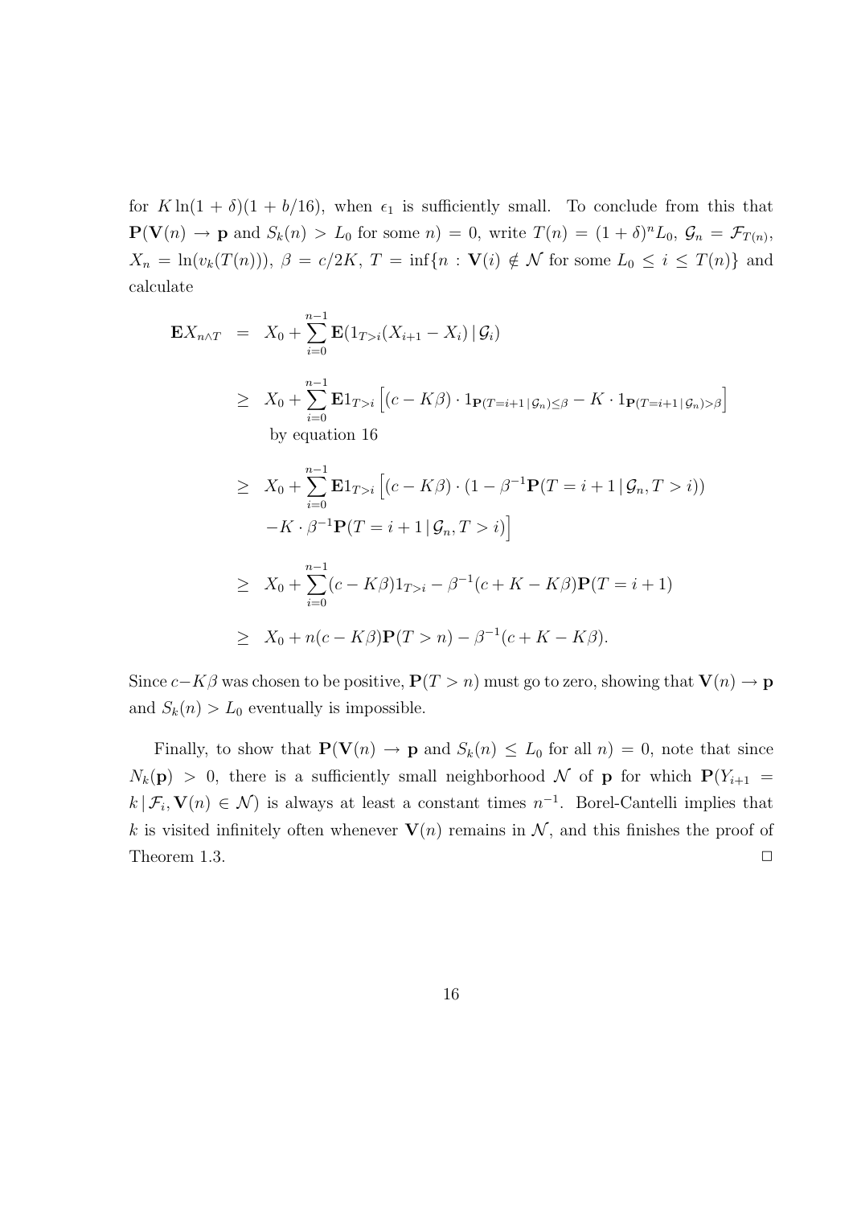for $K \ln(1+\delta)(1+b/16)$, when $\epsilon_1$ is sufficiently small. To conclude from this that $\mathbf{P}(\mathbf{V}(n) \to \mathbf{p}$ and $S_k(n) > L_0$ for some $n) = 0$, write $T(n) = (1+\delta)^n L_0$, $\mathcal{G}_n = \mathcal{F}_{T(n)}$, $X_n = \ln(v_k(T(n)))$, $\beta = c/2K$, $T = \inf\{n : \mathbf{V}(i) \notin \mathcal{N}$ for some $L_0 \leq i \leq T(n)\}$ and calculate

$$
\begin{aligned}
\mathbf{E}X_{n \wedge T} &= X_0 + \sum_{i=0}^{n-1} \mathbf{E}(1_{T>i}(X_{i+1} - X_i) \,|\, \mathcal{G}_i) \\
&\geq X_0 + \sum_{i=0}^{n-1} \mathbf{E}1_{T>i} \left[ (c - K\beta) \cdot 1_{\mathbf{P}(T=i+1 \,|\, \mathcal{G}_n) \leq \beta} - K \cdot 1_{\mathbf{P}(T=i+1 \,|\, \mathcal{G}_n) > \beta} \right] \\
&\qquad \text{by equation 16} \\
&\geq X_0 + \sum_{i=0}^{n-1} \mathbf{E}1_{T>i} \Big[ (c - K\beta) \cdot (1 - \beta^{-1}\mathbf{P}(T = i+1 \,|\, \mathcal{G}_n, T > i)) \\
&\qquad - K \cdot \beta^{-1} \mathbf{P}(T = i+1 \,|\, \mathcal{G}_n, T > i) \Big] \\
&\geq X_0 + \sum_{i=0}^{n-1} (c - K\beta) 1_{T>i} - \beta^{-1}(c + K - K\beta)\mathbf{P}(T = i+1) \\
&\geq X_0 + n(c - K\beta)\mathbf{P}(T > n) - \beta^{-1}(c + K - K\beta).
\end{aligned}
$$

Since $c - K\beta$ was chosen to be positive, $\mathbf{P}(T > n)$ must go to zero, showing that $\mathbf{V}(n) \to \mathbf{p}$ and $S_k(n) > L_0$ eventually is impossible.

Finally, to show that $\mathbf{P}(\mathbf{V}(n) \to \mathbf{p}$ and $S_k(n) \leq L_0$ for all $n) = 0$, note that since $N_k(\mathbf{p}) > 0$, there is a sufficiently small neighborhood $\mathcal{N}$ of $\mathbf{p}$ for which $\mathbf{P}(Y_{i+1} = k \,|\, \mathcal{F}_i, \mathbf{V}(n) \in \mathcal{N})$ is always at least a constant times $n^{-1}$. Borel-Cantelli implies that $k$ is visited infinitely often whenever $\mathbf{V}(n)$ remains in $\mathcal{N}$, and this finishes the proof of Theorem 1.3. $\Box$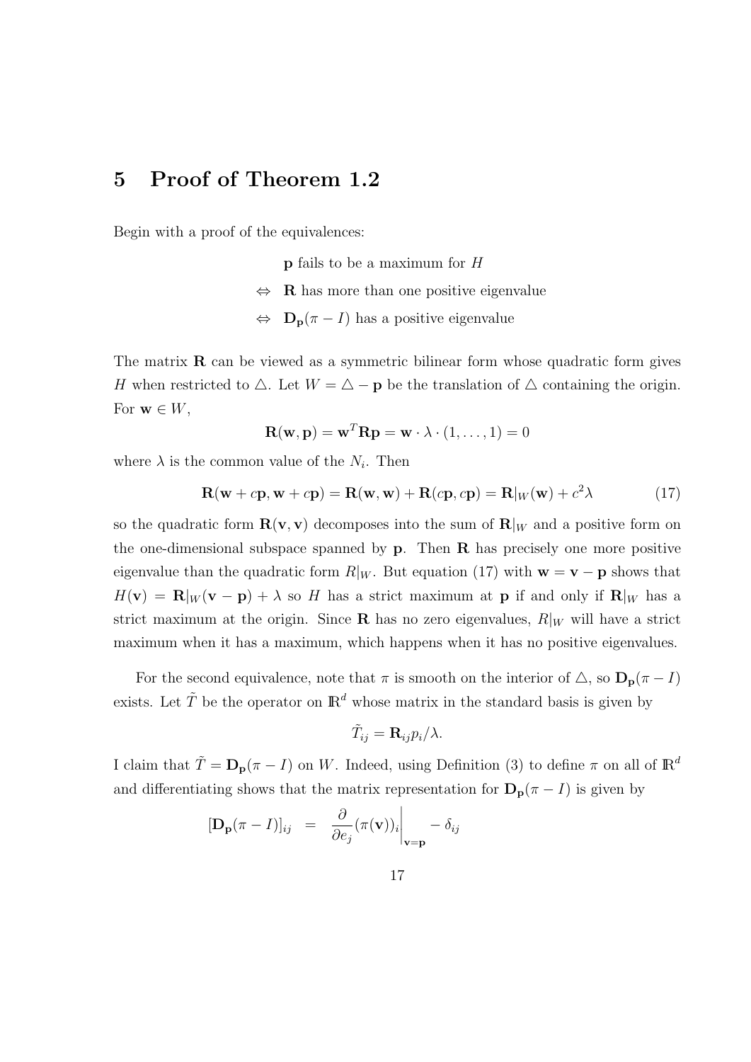## 5 Proof of Theorem 1.2

Begin with a proof of the equivalences:

$$
\begin{aligned}
&\mathbf{p} \text{ fails to be a maximum for } H \\
\Leftrightarrow\ &\mathbf{R} \text{ has more than one positive eigenvalue} \\
\Leftrightarrow\ &\mathbf{D_p}(\pi - I) \text{ has a positive eigenvalue}
\end{aligned}
$$

The matrix $\mathbf{R}$ can be viewed as a symmetric bilinear form whose quadratic form gives $H$ when restricted to $\triangle$. Let $W = \triangle - \mathbf{p}$ be the translation of $\triangle$ containing the origin. For $\mathbf{w} \in W$,

$$\mathbf{R}(\mathbf{w}, \mathbf{p}) = \mathbf{w}^T \mathbf{R} \mathbf{p} = \mathbf{w} \cdot \lambda \cdot (1, \dots, 1) = 0$$

where $\lambda$ is the common value of the $N_i$. Then

$$\mathbf{R}(\mathbf{w} + c\mathbf{p}, \mathbf{w} + c\mathbf{p}) = \mathbf{R}(\mathbf{w}, \mathbf{w}) + \mathbf{R}(c\mathbf{p}, c\mathbf{p}) = \mathbf{R}|_W(\mathbf{w}) + c^2 \lambda \tag{17}$$

so the quadratic form $\mathbf{R}(\mathbf{v}, \mathbf{v})$ decomposes into the sum of $\mathbf{R}|_W$ and a positive form on the one-dimensional subspace spanned by $\mathbf{p}$. Then $\mathbf{R}$ has precisely one more positive eigenvalue than the quadratic form $R|_W$. But equation (17) with $\mathbf{w} = \mathbf{v} - \mathbf{p}$ shows that $H(\mathbf{v}) = \mathbf{R}|_W(\mathbf{v} - \mathbf{p}) + \lambda$ so $H$ has a strict maximum at $\mathbf{p}$ if and only if $\mathbf{R}|_W$ has a strict maximum at the origin. Since $\mathbf{R}$ has no zero eigenvalues, $R|_W$ will have a strict maximum when it has a maximum, which happens when it has no positive eigenvalues.

For the second equivalence, note that $\pi$ is smooth on the interior of $\triangle$, so $\mathbf{D_p}(\pi - I)$ exists. Let $\tilde{T}$ be the operator on $\mathbb{R}^d$ whose matrix in the standard basis is given by

$$\tilde{T}_{ij} = \mathbf{R}_{ij} p_i / \lambda.$$

I claim that $\tilde{T} = \mathbf{D_p}(\pi - I)$ on $W$. Indeed, using Definition (3) to define $\pi$ on all of $\mathbb{R}^d$ and differentiating shows that the matrix representation for $\mathbf{D_p}(\pi - I)$ is given by

$$[\mathbf{D_p}(\pi - I)]_{ij} \quad = \quad \frac{\partial}{\partial e_j}(\pi(\mathbf{v}))_i \bigg|_{\mathbf{v}=\mathbf{p}} - \delta_{ij}$$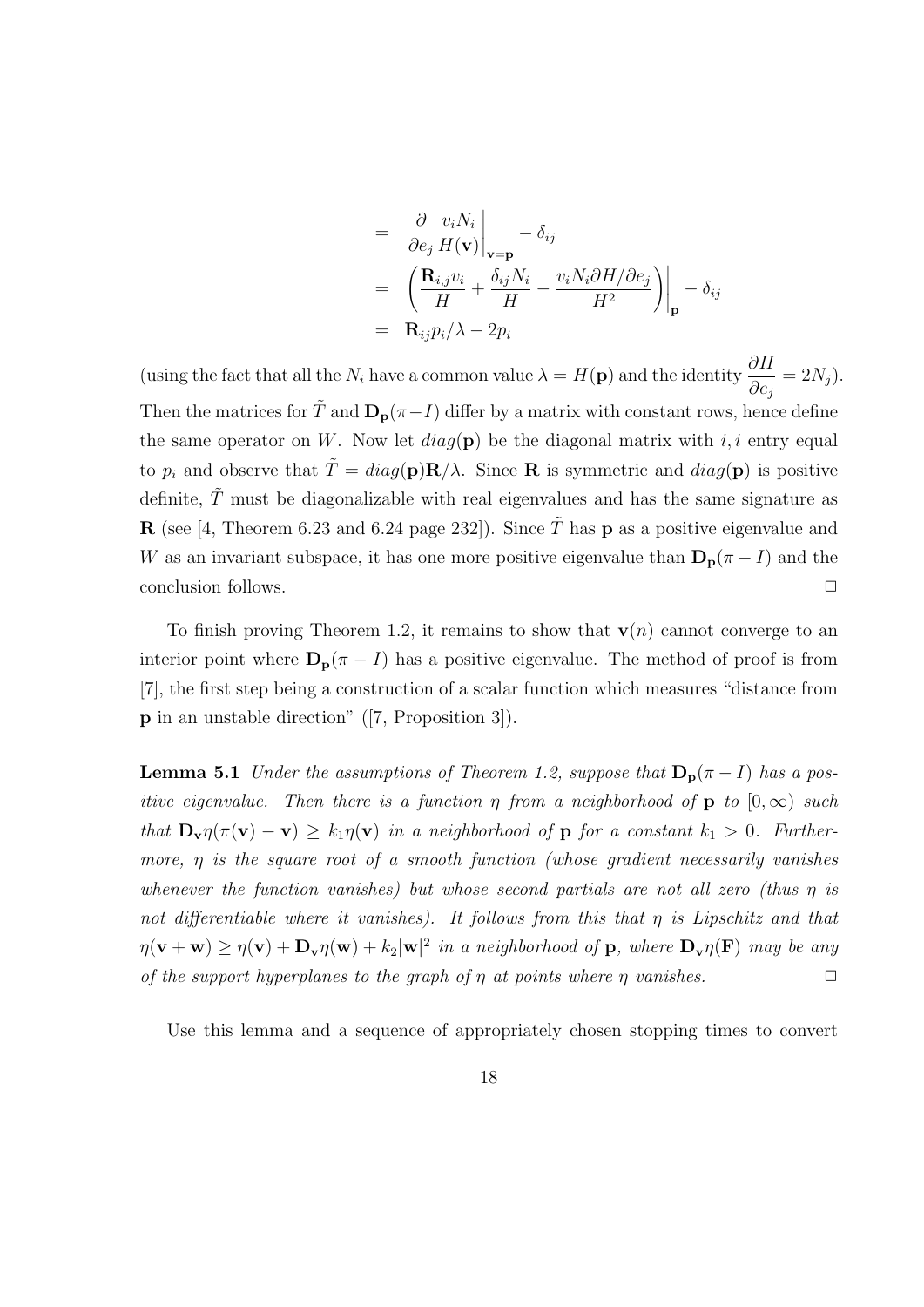$$
\begin{aligned}
&= \left.\frac{\partial}{\partial e_j} \frac{v_i N_i}{H(\mathbf{v})}\right|_{\mathbf{v}=\mathbf{p}} - \delta_{ij} \\
&= \left.\left( \frac{\mathbf{R}_{i,j} v_i}{H} + \frac{\delta_{ij} N_i}{H} - \frac{v_i N_i \partial H / \partial e_j}{H^2} \right)\right|_{\mathbf{p}} - \delta_{ij} \\
&= \mathbf{R}_{ij} p_i / \lambda - 2 p_i
\end{aligned}
$$

(using the fact that all the $N_i$ have a common value $\lambda = H(\mathbf{p})$ and the identity $\dfrac{\partial H}{\partial e_j} = 2N_j$). Then the matrices for $\tilde{T}$ and $\mathbf{D}_{\mathbf{p}}(\pi - I)$ differ by a matrix with constant rows, hence define the same operator on $W$. Now let $diag(\mathbf{p})$ be the diagonal matrix with $i,i$ entry equal to $p_i$ and observe that $\tilde{T} = diag(\mathbf{p})\mathbf{R}/\lambda$. Since $\mathbf{R}$ is symmetric and $diag(\mathbf{p})$ is positive definite, $\tilde{T}$ must be diagonalizable with real eigenvalues and has the same signature as $\mathbf{R}$ (see [4, Theorem 6.23 and 6.24 page 232]). Since $\tilde{T}$ has $\mathbf{p}$ as a positive eigenvalue and $W$ as an invariant subspace, it has one more positive eigenvalue than $\mathbf{D}_{\mathbf{p}}(\pi - I)$ and the conclusion follows. $\square$

To finish proving Theorem 1.2, it remains to show that $\mathbf{v}(n)$ cannot converge to an interior point where $\mathbf{D}_{\mathbf{p}}(\pi - I)$ has a positive eigenvalue. The method of proof is from [7], the first step being a construction of a scalar function which measures "distance from $\mathbf{p}$ in an unstable direction" ([7, Proposition 3]).

**Lemma 5.1** *Under the assumptions of Theorem 1.2, suppose that $\mathbf{D}_{\mathbf{p}}(\pi - I)$ has a positive eigenvalue. Then there is a function $\eta$ from a neighborhood of $\mathbf{p}$ to $[0, \infty)$ such that $\mathbf{D}_{\mathbf{v}}\eta(\pi(\mathbf{v}) - \mathbf{v}) \geq k_1 \eta(\mathbf{v})$ in a neighborhood of $\mathbf{p}$ for a constant $k_1 > 0$. Furthermore, $\eta$ is the square root of a smooth function (whose gradient necessarily vanishes whenever the function vanishes) but whose second partials are not all zero (thus $\eta$ is not differentiable where it vanishes). It follows from this that $\eta$ is Lipschitz and that $\eta(\mathbf{v} + \mathbf{w}) \geq \eta(\mathbf{v}) + \mathbf{D}_{\mathbf{v}}\eta(\mathbf{w}) + k_2|\mathbf{w}|^2$ in a neighborhood of $\mathbf{p}$, where $\mathbf{D}_{\mathbf{v}}\eta(\mathbf{F})$ may be any of the support hyperplanes to the graph of $\eta$ at points where $\eta$ vanishes.* $\square$

Use this lemma and a sequence of appropriately chosen stopping times to convert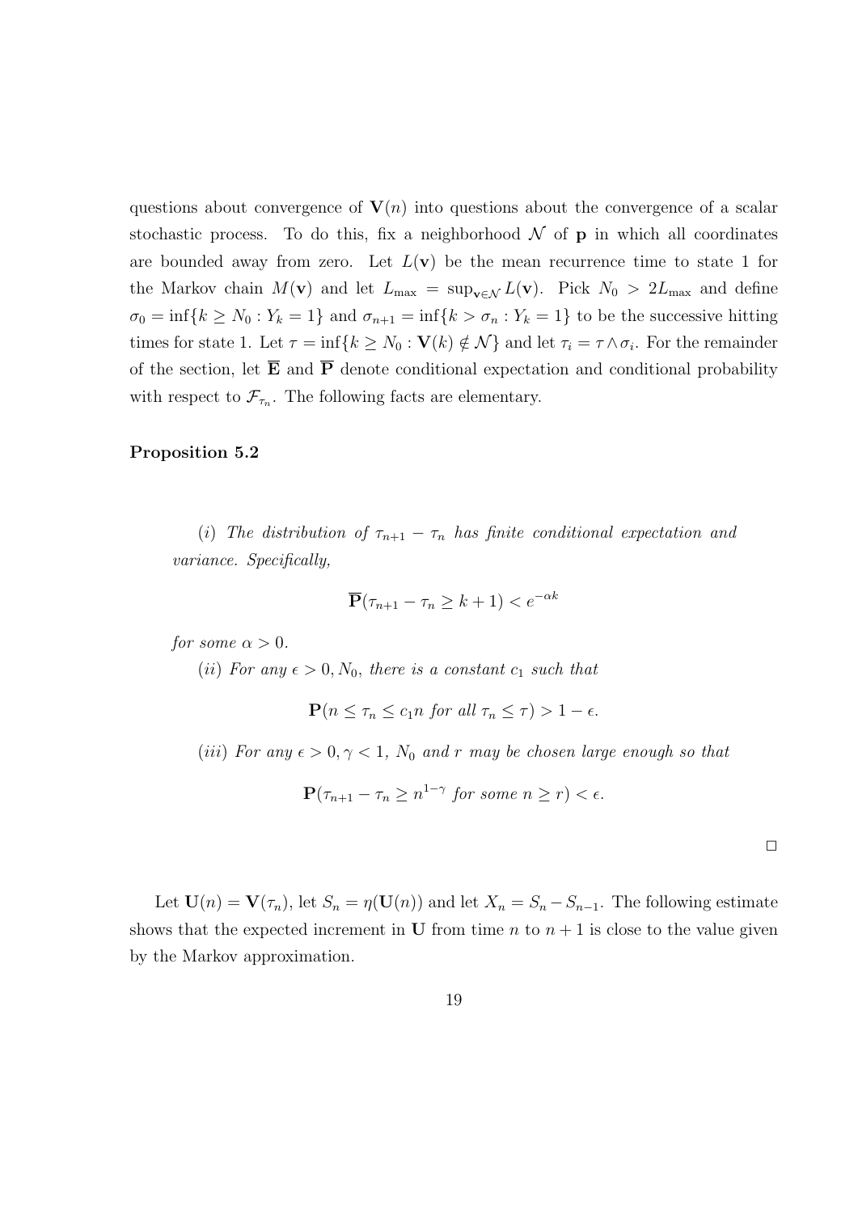questions about convergence of $\mathbf{V}(n)$ into questions about the convergence of a scalar stochastic process. To do this, fix a neighborhood $\mathcal{N}$ of $\mathbf{p}$ in which all coordinates are bounded away from zero. Let $L(\mathbf{v})$ be the mean recurrence time to state 1 for the Markov chain $M(\mathbf{v})$ and let $L_{\max} = \sup_{\mathbf{v} \in \mathcal{N}} L(\mathbf{v})$. Pick $N_0 > 2L_{\max}$ and define $\sigma_0 = \inf\{k \geq N_0 : Y_k = 1\}$ and $\sigma_{n+1} = \inf\{k > \sigma_n : Y_k = 1\}$ to be the successive hitting times for state 1. Let $\tau = \inf\{k \geq N_0 : \mathbf{V}(k) \notin \mathcal{N}\}$ and let $\tau_i = \tau \wedge \sigma_i$. For the remainder of the section, let $\overline{\mathbf{E}}$ and $\overline{\mathbf{P}}$ denote conditional expectation and conditional probability with respect to $\mathcal{F}_{\tau_n}$. The following facts are elementary.

**Proposition 5.2**

(*i*) *The distribution of* $\tau_{n+1} - \tau_n$ *has finite conditional expectation and variance. Specifically,*

$$\overline{\mathbf{P}}(\tau_{n+1} - \tau_n \geq k + 1) < e^{-\alpha k}$$

*for some* $\alpha > 0$.

(*ii*) *For any* $\epsilon > 0, N_0$, *there is a constant* $c_1$ *such that*

$$\mathbf{P}(n \leq \tau_n \leq c_1 n \text{ for all } \tau_n \leq \tau) > 1 - \epsilon.$$

(*iii*) *For any* $\epsilon > 0, \gamma < 1$, $N_0$ *and* $r$ *may be chosen large enough so that*

$$\mathbf{P}(\tau_{n+1} - \tau_n \geq n^{1-\gamma} \text{ for some } n \geq r) < \epsilon.$$

□

Let $\mathbf{U}(n) = \mathbf{V}(\tau_n)$, let $S_n = \eta(\mathbf{U}(n))$ and let $X_n = S_n - S_{n-1}$. The following estimate shows that the expected increment in $\mathbf{U}$ from time $n$ to $n+1$ is close to the value given by the Markov approximation.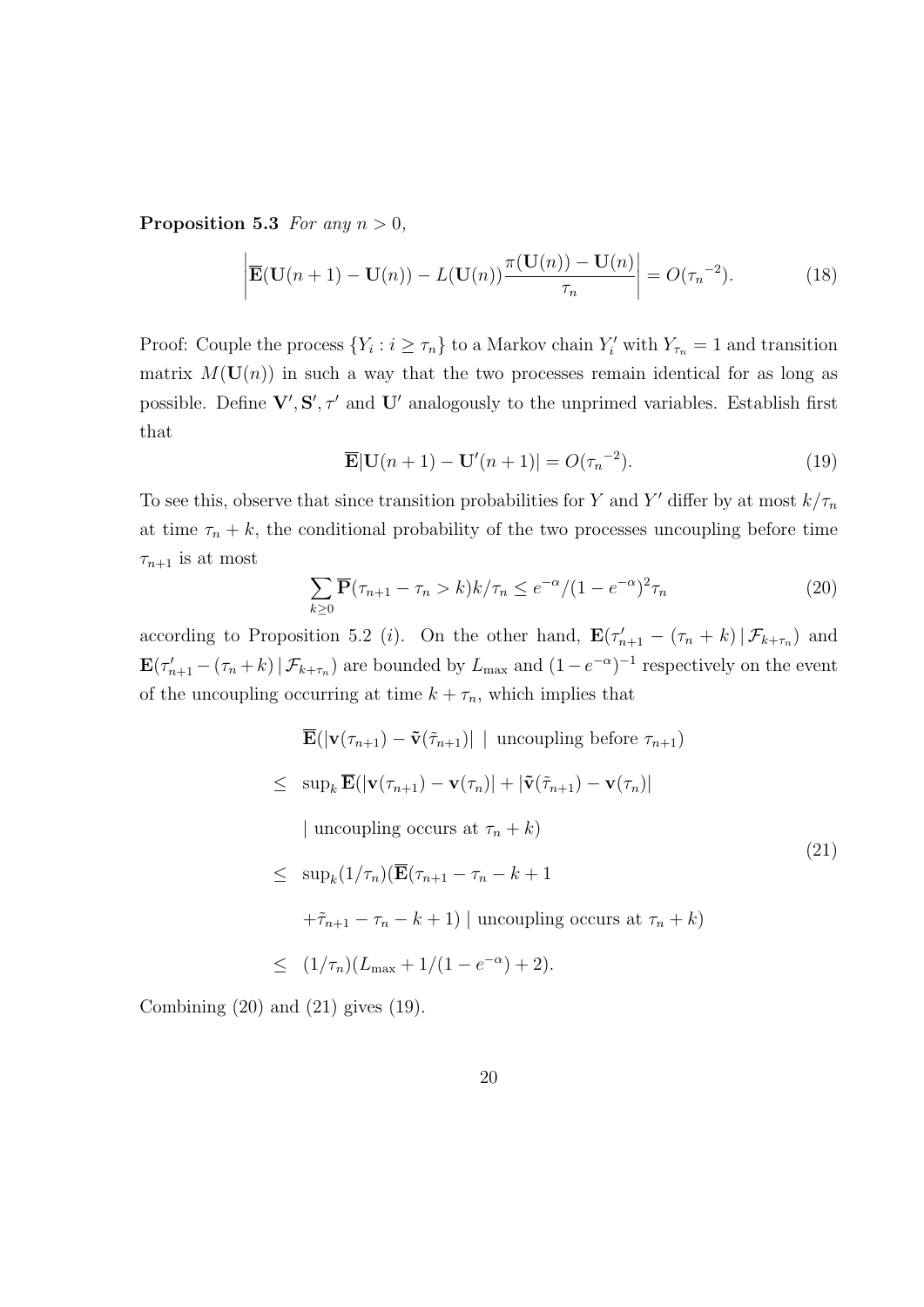**Proposition 5.3** *For any $n > 0$,*

$$\left|\overline{\mathbf{E}}(\mathbf{U}(n+1) - \mathbf{U}(n)) - L(\mathbf{U}(n))\frac{\pi(\mathbf{U}(n)) - \mathbf{U}(n)}{\tau_n}\right| = O({\tau_n}^{-2}). \tag{18}$$

Proof: Couple the process $\{Y_i : i \geq \tau_n\}$ to a Markov chain $Y_i'$ with $Y_{\tau_n} = 1$ and transition matrix $M(\mathbf{U}(n))$ in such a way that the two processes remain identical for as long as possible. Define $\mathbf{V}', \mathbf{S}', \tau'$ and $\mathbf{U}'$ analogously to the unprimed variables. Establish first that

$$\overline{\mathbf{E}}|\mathbf{U}(n+1) - \mathbf{U}'(n+1)| = O({\tau_n}^{-2}). \tag{19}$$

To see this, observe that since transition probabilities for $Y$ and $Y'$ differ by at most $k/\tau_n$ at time $\tau_n + k$, the conditional probability of the two processes uncoupling before time $\tau_{n+1}$ is at most

$$\sum_{k \geq 0} \overline{\mathbf{P}}(\tau_{n+1} - \tau_n > k)k/\tau_n \leq e^{-\alpha}/(1-e^{-\alpha})^2\tau_n \tag{20}$$

according to Proposition 5.2 (*i*). On the other hand, $\mathbf{E}(\tau_{n+1}' - (\tau_n + k) \,|\, \mathcal{F}_{k+\tau_n})$ and $\mathbf{E}(\tau_{n+1}' - (\tau_n + k) \,|\, \mathcal{F}_{k+\tau_n})$ are bounded by $L_{\max}$ and $(1-e^{-\alpha})^{-1}$ respectively on the event of the uncoupling occurring at time $k + \tau_n$, which implies that

$$\begin{aligned}
& \overline{\mathbf{E}}(|\mathbf{v}(\tau_{n+1}) - \tilde{\mathbf{v}}(\tilde{\tau}_{n+1})| \;|\; \text{uncoupling before } \tau_{n+1}) \\
\leq\;& \sup_k \overline{\mathbf{E}}(|\mathbf{v}(\tau_{n+1}) - \mathbf{v}(\tau_n)| + |\tilde{\mathbf{v}}(\tilde{\tau}_{n+1}) - \mathbf{v}(\tau_n)| \\
& \;|\; \text{uncoupling occurs at } \tau_n + k) \\
\leq\;& \sup_k (1/\tau_n)(\overline{\mathbf{E}}(\tau_{n+1} - \tau_n - k + 1 \\
& + \tilde{\tau}_{n+1} - \tau_n - k + 1) \;|\; \text{uncoupling occurs at } \tau_n + k) \\
\leq\;& (1/\tau_n)(L_{\max} + 1/(1-e^{-\alpha}) + 2).
\end{aligned} \tag{21}$$

Combining (20) and (21) gives (19).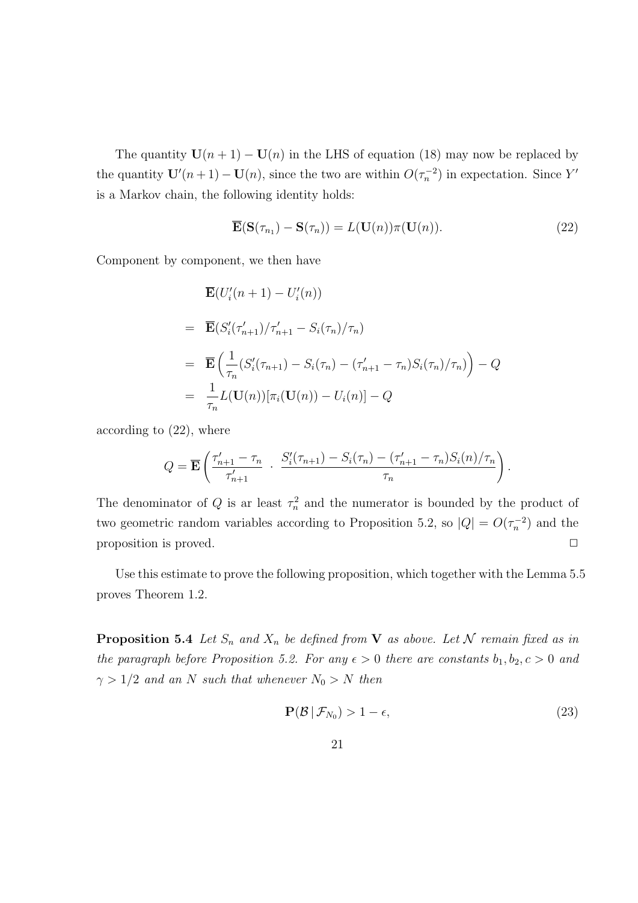The quantity $\mathbf{U}(n+1) - \mathbf{U}(n)$ in the LHS of equation (18) may now be replaced by the quantity $\mathbf{U}'(n+1) - \mathbf{U}(n)$, since the two are within $O(\tau_n^{-2})$ in expectation. Since $Y'$ is a Markov chain, the following identity holds:

$$\overline{\mathbf{E}}(\mathbf{S}(\tau_{n_1}) - \mathbf{S}(\tau_n)) = L(\mathbf{U}(n))\pi(\mathbf{U}(n)). \tag{22}$$

Component by component, we then have

$$\begin{aligned}
& \overline{\mathbf{E}}(U_i'(n+1) - U_i'(n)) \\
= \;& \overline{\mathbf{E}}(S_i'(\tau_{n+1}')/\tau_{n+1}' - S_i(\tau_n)/\tau_n) \\
= \;& \overline{\mathbf{E}}\left(\frac{1}{\tau_n}(S_i'(\tau_{n+1}) - S_i(\tau_n) - (\tau_{n+1}' - \tau_n)S_i(\tau_n)/\tau_n)\right) - Q \\
= \;& \frac{1}{\tau_n}L(\mathbf{U}(n))[\pi_i(\mathbf{U}(n)) - U_i(n)] - Q
\end{aligned}$$

according to (22), where

$$Q = \overline{\mathbf{E}}\left(\frac{\tau_{n+1}' - \tau_n}{\tau_{n+1}'} \;\cdot\; \frac{S_i'(\tau_{n+1}) - S_i(\tau_n) - (\tau_{n+1}' - \tau_n)S_i(n)/\tau_n}{\tau_n}\right).$$

The denominator of $Q$ is ar least $\tau_n^2$ and the numerator is bounded by the product of two geometric random variables according to Proposition 5.2, so $|Q| = O(\tau_n^{-2})$ and the proposition is proved. $\square$

Use this estimate to prove the following proposition, which together with the Lemma 5.5 proves Theorem 1.2.

**Proposition 5.4** *Let $S_n$ and $X_n$ be defined from $\mathbf{V}$ as above. Let $\mathcal{N}$ remain fixed as in the paragraph before Proposition 5.2. For any $\epsilon > 0$ there are constants $b_1, b_2, c > 0$ and $\gamma > 1/2$ and an $N$ such that whenever $N_0 > N$ then*

$$\mathbf{P}(\mathcal{B} \,|\, \mathcal{F}_{N_0}) > 1 - \epsilon, \tag{23}$$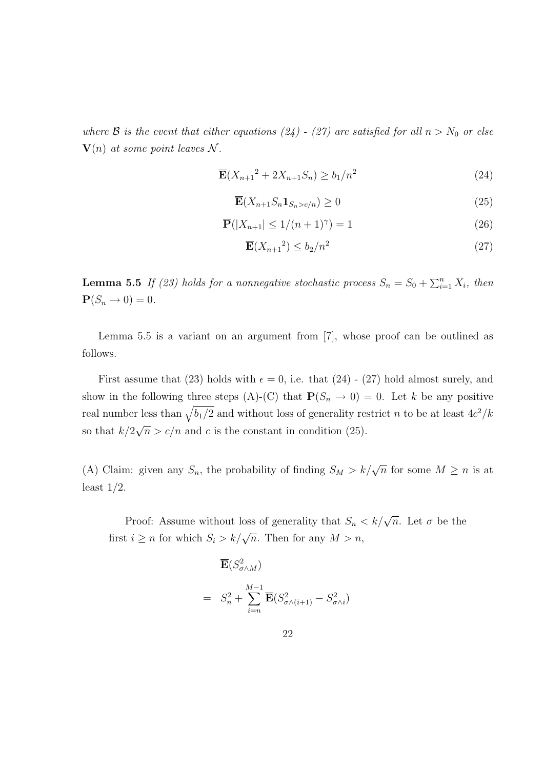*where $\mathcal{B}$ is the event that either equations (24) - (27) are satisfied for all $n > N_0$ or else $\mathbf{V}(n)$ at some point leaves $\mathcal{N}$.*

$$\overline{\mathbf{E}}({X_{n+1}}^2 + 2X_{n+1}S_n) \geq b_1/n^2 \tag{24}$$

$$\overline{\mathbf{E}}(X_{n+1}S_n\mathbf{1}_{S_n > c/n}) \geq 0 \tag{25}$$

$$\overline{\mathbf{P}}(|X_{n+1}| \leq 1/(n+1)^\gamma) = 1 \tag{26}$$

$$\overline{\mathbf{E}}({X_{n+1}}^2) \leq b_2/n^2 \tag{27}$$

**Lemma 5.5** *If (23) holds for a nonnegative stochastic process $S_n = S_0 + \sum_{i=1}^n X_i$, then $\mathbf{P}(S_n \to 0) = 0$.*

Lemma 5.5 is a variant on an argument from [7], whose proof can be outlined as follows.

First assume that (23) holds with $\epsilon = 0$, i.e. that (24) - (27) hold almost surely, and show in the following three steps (A)-(C) that $\mathbf{P}(S_n \to 0) = 0$. Let $k$ be any positive real number less than $\sqrt{b_1/2}$ and without loss of generality restrict $n$ to be at least $4c^2/k$ so that $k/2\sqrt{n} > c/n$ and $c$ is the constant in condition (25).

(A) Claim: given any $S_n$, the probability of finding $S_M > k/\sqrt{n}$ for some $M \geq n$ is at least 1/2.

Proof: Assume without loss of generality that $S_n < k/\sqrt{n}$. Let $\sigma$ be the first $i \geq n$ for which $S_i > k/\sqrt{n}$. Then for any $M > n$,

$$\begin{aligned}
&\overline{\mathbf{E}}(S^2_{\sigma \wedge M}) \\
= \;& S_n^2 + \sum_{i=n}^{M-1} \overline{\mathbf{E}}(S^2_{\sigma \wedge (i+1)} - S^2_{\sigma \wedge i})
\end{aligned}$$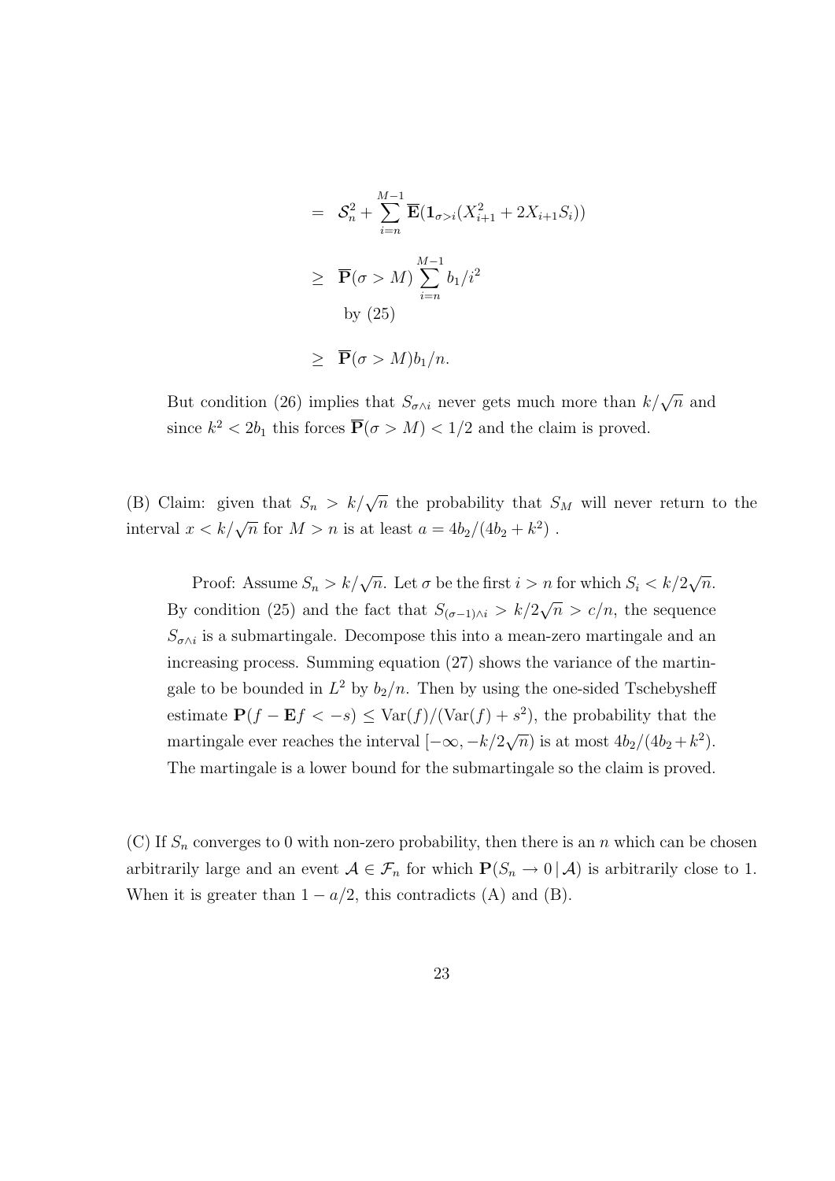$$
\begin{aligned}
&= \mathcal{S}_n^2 + \sum_{i=n}^{M-1} \overline{\mathbf{E}}(\mathbf{1}_{\sigma > i}(X_{i+1}^2 + 2X_{i+1}S_i)) \\
&\geq \overline{\mathbf{P}}(\sigma > M) \sum_{i=n}^{M-1} b_1/i^2 \\
&\qquad \text{by (25)} \\
&\geq \overline{\mathbf{P}}(\sigma > M) b_1/n.
\end{aligned}
$$

But condition (26) implies that $S_{\sigma \wedge i}$ never gets much more than $k/\sqrt{n}$ and since $k^2 < 2b_1$ this forces $\overline{\mathbf{P}}(\sigma > M) < 1/2$ and the claim is proved.

(B) Claim: given that $S_n > k/\sqrt{n}$ the probability that $S_M$ will never return to the interval $x < k/\sqrt{n}$ for $M > n$ is at least $a = 4b_2/(4b_2 + k^2)$ .

> Proof: Assume $S_n > k/\sqrt{n}$. Let $\sigma$ be the first $i > n$ for which $S_i < k/2\sqrt{n}$. By condition (25) and the fact that $S_{(\sigma-1)\wedge i} > k/2\sqrt{n} > c/n$, the sequence $S_{\sigma \wedge i}$ is a submartingale. Decompose this into a mean-zero martingale and an increasing process. Summing equation (27) shows the variance of the martingale to be bounded in $L^2$ by $b_2/n$. Then by using the one-sided Tschebysheff estimate $\mathbf{P}(f - \mathbf{E}f < -s) \leq \mathrm{Var}(f)/(\mathrm{Var}(f) + s^2)$, the probability that the martingale ever reaches the interval $[-\infty, -k/2\sqrt{n})$ is at most $4b_2/(4b_2 + k^2)$. The martingale is a lower bound for the submartingale so the claim is proved.

(C) If $S_n$ converges to 0 with non-zero probability, then there is an $n$ which can be chosen arbitrarily large and an event $\mathcal{A} \in \mathcal{F}_n$ for which $\mathbf{P}(S_n \to 0 \,|\, \mathcal{A})$ is arbitrarily close to 1. When it is greater than $1 - a/2$, this contradicts (A) and (B).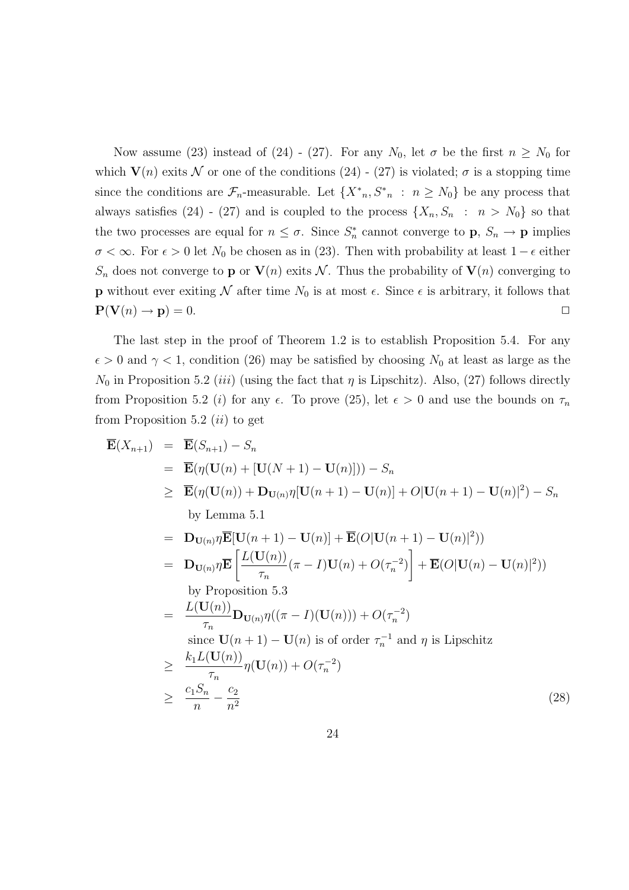Now assume (23) instead of (24) - (27). For any $N_0$, let $\sigma$ be the first $n \geq N_0$ for which $\mathbf{V}(n)$ exits $\mathcal{N}$ or one of the conditions (24) - (27) is violated; $\sigma$ is a stopping time since the conditions are $\mathcal{F}_n$-measurable. Let $\{X^*{}_n, S^*{}_n \ : \ n \geq N_0\}$ be any process that always satisfies (24) - (27) and is coupled to the process $\{X_n, S_n \ : \ n > N_0\}$ so that the two processes are equal for $n \leq \sigma$. Since $S_n^*$ cannot converge to $\mathbf{p}$, $S_n \to \mathbf{p}$ implies $\sigma < \infty$. For $\epsilon > 0$ let $N_0$ be chosen as in (23). Then with probability at least $1 - \epsilon$ either $S_n$ does not converge to $\mathbf{p}$ or $\mathbf{V}(n)$ exits $\mathcal{N}$. Thus the probability of $\mathbf{V}(n)$ converging to $\mathbf{p}$ without ever exiting $\mathcal{N}$ after time $N_0$ is at most $\epsilon$. Since $\epsilon$ is arbitrary, it follows that $\mathbf{P}(\mathbf{V}(n) \to \mathbf{p}) = 0$. $\square$

The last step in the proof of Theorem 1.2 is to establish Proposition 5.4. For any $\epsilon > 0$ and $\gamma < 1$, condition (26) may be satisfied by choosing $N_0$ at least as large as the $N_0$ in Proposition 5.2 (*iii*) (using the fact that $\eta$ is Lipschitz). Also, (27) follows directly from Proposition 5.2 (*i*) for any $\epsilon$. To prove (25), let $\epsilon > 0$ and use the bounds on $\tau_n$ from Proposition 5.2 (*ii*) to get

$$
\begin{aligned}
\overline{\mathbf{E}}(X_{n+1}) &= \overline{\mathbf{E}}(S_{n+1}) - S_n \\
&= \overline{\mathbf{E}}(\eta(\mathbf{U}(n) + [\mathbf{U}(N+1) - \mathbf{U}(n)])) - S_n \\
&\geq \overline{\mathbf{E}}(\eta(\mathbf{U}(n)) + \mathbf{D}_{\mathbf{U}(n)}\eta[\mathbf{U}(n+1) - \mathbf{U}(n)] + O|\mathbf{U}(n+1) - \mathbf{U}(n)|^2) - S_n \\
&\quad \text{by Lemma 5.1} \\
&= \mathbf{D}_{\mathbf{U}(n)}\eta\overline{\mathbf{E}}[\mathbf{U}(n+1) - \mathbf{U}(n)] + \overline{\mathbf{E}}(O|\mathbf{U}(n+1) - \mathbf{U}(n)|^2)) \\
&= \mathbf{D}_{\mathbf{U}(n)}\eta\overline{\mathbf{E}}\left[\frac{L(\mathbf{U}(n))}{\tau_n}(\pi - I)\mathbf{U}(n) + O(\tau_n^{-2})\right] + \overline{\mathbf{E}}(O|\mathbf{U}(n) - \mathbf{U}(n)|^2)) \\
&\quad \text{by Proposition 5.3} \\
&= \frac{L(\mathbf{U}(n))}{\tau_n}\mathbf{D}_{\mathbf{U}(n)}\eta((\pi - I)(\mathbf{U}(n))) + O(\tau_n^{-2}) \\
&\quad \text{since } \mathbf{U}(n+1) - \mathbf{U}(n) \text{ is of order } \tau_n^{-1} \text{ and } \eta \text{ is Lipschitz} \\
&\geq \frac{k_1 L(\mathbf{U}(n))}{\tau_n}\eta(\mathbf{U}(n)) + O(\tau_n^{-2}) \\
&\geq \frac{c_1 S_n}{n} - \frac{c_2}{n^2} \qquad (28)
\end{aligned}
$$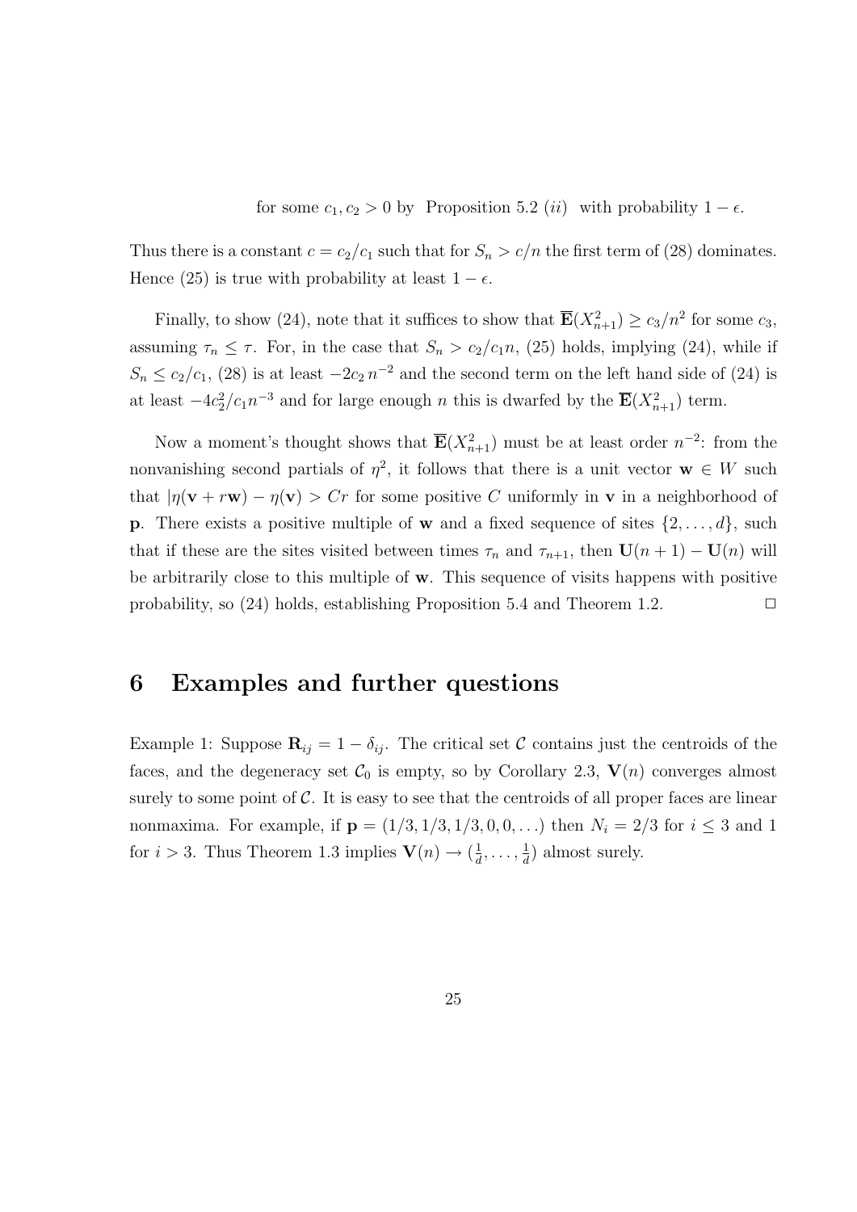for some $c_1, c_2 > 0$ by Proposition 5.2 $(ii)$ with probability $1 - \epsilon$.

Thus there is a constant $c = c_2/c_1$ such that for $S_n > c/n$ the first term of (28) dominates. Hence (25) is true with probability at least $1 - \epsilon$.

Finally, to show (24), note that it suffices to show that $\overline{\mathbf{E}}(X_{n+1}^2) \geq c_3/n^2$ for some $c_3$, assuming $\tau_n \leq \tau$. For, in the case that $S_n > c_2/c_1 n$, (25) holds, implying (24), while if $S_n \leq c_2/c_1$, (28) is at least $-2c_2\, n^{-2}$ and the second term on the left hand side of (24) is at least $-4c_2^2/c_1 n^{-3}$ and for large enough $n$ this is dwarfed by the $\overline{\mathbf{E}}(X_{n+1}^2)$ term.

Now a moment's thought shows that $\overline{\mathbf{E}}(X_{n+1}^2)$ must be at least order $n^{-2}$: from the nonvanishing second partials of $\eta^2$, it follows that there is a unit vector $\mathbf{w} \in W$ such that $|\eta(\mathbf{v} + r\mathbf{w}) - \eta(\mathbf{v}) > Cr$ for some positive $C$ uniformly in $\mathbf{v}$ in a neighborhood of $\mathbf{p}$. There exists a positive multiple of $\mathbf{w}$ and a fixed sequence of sites $\{2, \ldots, d\}$, such that if these are the sites visited between times $\tau_n$ and $\tau_{n+1}$, then $\mathbf{U}(n+1) - \mathbf{U}(n)$ will be arbitrarily close to this multiple of $\mathbf{w}$. This sequence of visits happens with positive probability, so (24) holds, establishing Proposition 5.4 and Theorem 1.2. $\square$

# 6 Examples and further questions

Example 1: Suppose $\mathbf{R}_{ij} = 1 - \delta_{ij}$. The critical set $\mathcal{C}$ contains just the centroids of the faces, and the degeneracy set $\mathcal{C}_0$ is empty, so by Corollary 2.3, $\mathbf{V}(n)$ converges almost surely to some point of $\mathcal{C}$. It is easy to see that the centroids of all proper faces are linear nonmaxima. For example, if $\mathbf{p} = (1/3, 1/3, 1/3, 0, 0, \ldots)$ then $N_i = 2/3$ for $i \leq 3$ and 1 for $i > 3$. Thus Theorem 1.3 implies $\mathbf{V}(n) \to (\frac{1}{d}, \ldots, \frac{1}{d})$ almost surely.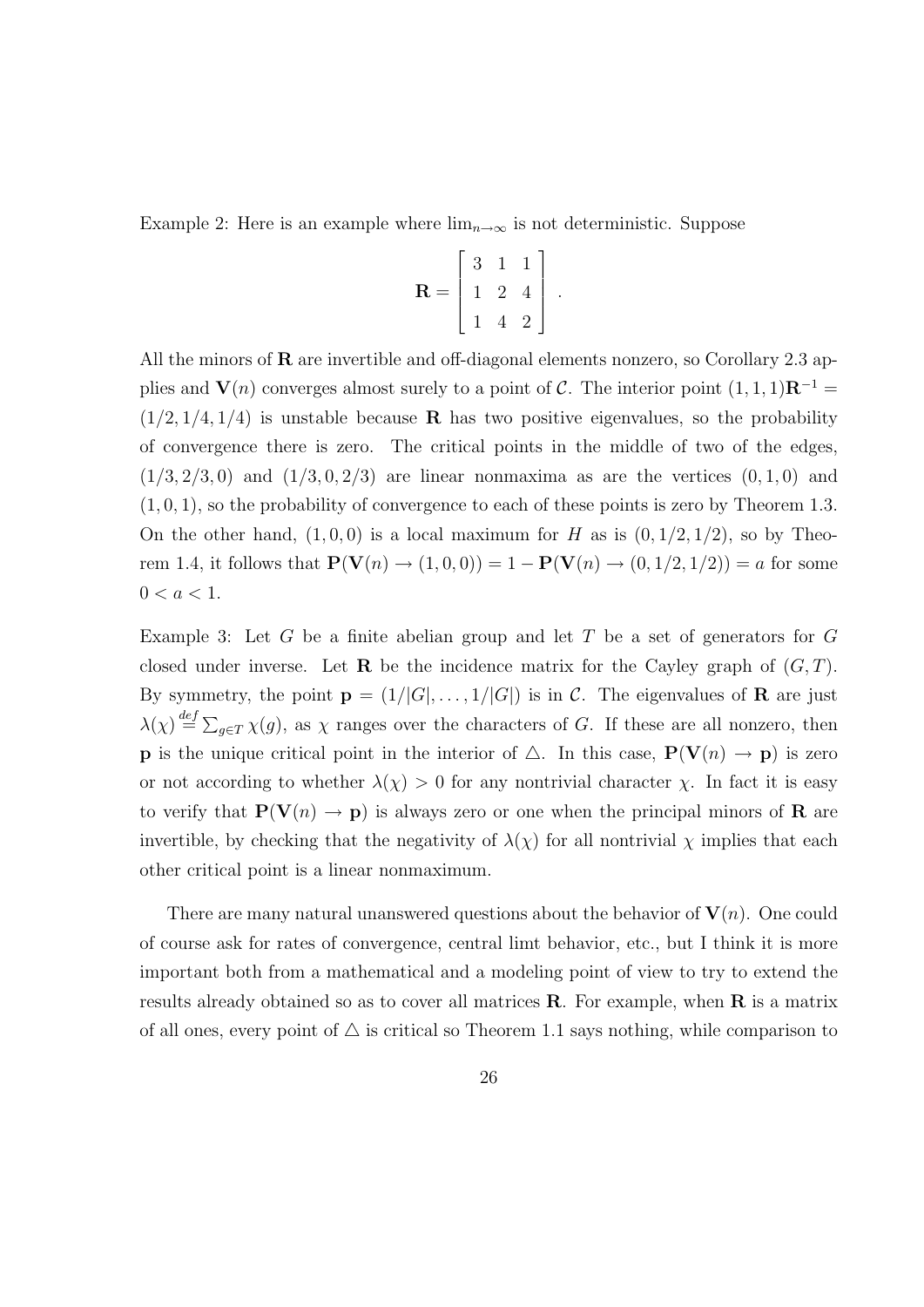Example 2: Here is an example where $\lim_{n\to\infty}$ is not deterministic. Suppose

$$\mathbf{R} = \begin{bmatrix} 3 & 1 & 1 \\ 1 & 2 & 4 \\ 1 & 4 & 2 \end{bmatrix} .$$

All the minors of $\mathbf{R}$ are invertible and off-diagonal elements nonzero, so Corollary 2.3 applies and $\mathbf{V}(n)$ converges almost surely to a point of $\mathcal{C}$. The interior point $(1,1,1)\mathbf{R}^{-1} = (1/2, 1/4, 1/4)$ is unstable because $\mathbf{R}$ has two positive eigenvalues, so the probability of convergence there is zero. The critical points in the middle of two of the edges, $(1/3, 2/3, 0)$ and $(1/3, 0, 2/3)$ are linear nonmaxima as are the vertices $(0,1,0)$ and $(1,0,1)$, so the probability of convergence to each of these points is zero by Theorem 1.3. On the other hand, $(1,0,0)$ is a local maximum for $H$ as is $(0, 1/2, 1/2)$, so by Theorem 1.4, it follows that $\mathbf{P}(\mathbf{V}(n) \to (1,0,0)) = 1 - \mathbf{P}(\mathbf{V}(n) \to (0, 1/2, 1/2)) = a$ for some $0 < a < 1$.

Example 3: Let $G$ be a finite abelian group and let $T$ be a set of generators for $G$ closed under inverse. Let $\mathbf{R}$ be the incidence matrix for the Cayley graph of $(G, T)$. By symmetry, the point $\mathbf{p} = (1/|G|, \ldots, 1/|G|)$ is in $\mathcal{C}$. The eigenvalues of $\mathbf{R}$ are just $\lambda(\chi) \stackrel{def}{=} \sum_{g \in T} \chi(g)$, as $\chi$ ranges over the characters of $G$. If these are all nonzero, then $\mathbf{p}$ is the unique critical point in the interior of $\triangle$. In this case, $\mathbf{P}(\mathbf{V}(n) \to \mathbf{p})$ is zero or not according to whether $\lambda(\chi) > 0$ for any nontrivial character $\chi$. In fact it is easy to verify that $\mathbf{P}(\mathbf{V}(n) \to \mathbf{p})$ is always zero or one when the principal minors of $\mathbf{R}$ are invertible, by checking that the negativity of $\lambda(\chi)$ for all nontrivial $\chi$ implies that each other critical point is a linear nonmaximum.

There are many natural unanswered questions about the behavior of $\mathbf{V}(n)$. One could of course ask for rates of convergence, central limt behavior, etc., but I think it is more important both from a mathematical and a modeling point of view to try to extend the results already obtained so as to cover all matrices $\mathbf{R}$. For example, when $\mathbf{R}$ is a matrix of all ones, every point of $\triangle$ is critical so Theorem 1.1 says nothing, while comparison to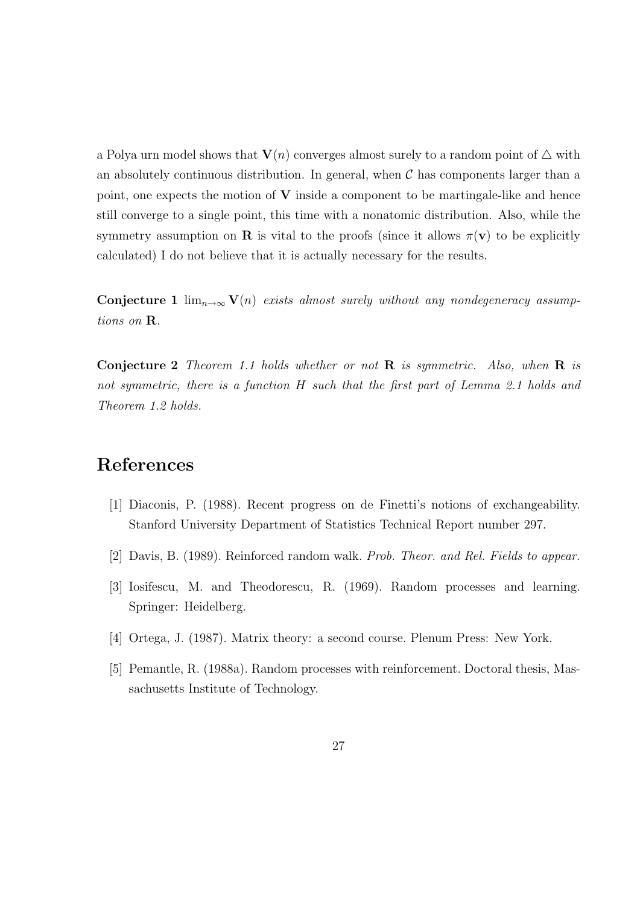a Polya urn model shows that $\mathbf{V}(n)$ converges almost surely to a random point of $\triangle$ with an absolutely continuous distribution. In general, when $\mathcal{C}$ has components larger than a point, one expects the motion of $\mathbf{V}$ inside a component to be martingale-like and hence still converge to a single point, this time with a nonatomic distribution. Also, while the symmetry assumption on $\mathbf{R}$ is vital to the proofs (since it allows $\pi(\mathbf{v})$ to be explicitly calculated) I do not believe that it is actually necessary for the results.

**Conjecture 1** *$\lim_{n\to\infty} \mathbf{V}(n)$ exists almost surely without any nondegeneracy assumptions on $\mathbf{R}$.*

**Conjecture 2** *Theorem 1.1 holds whether or not $\mathbf{R}$ is symmetric. Also, when $\mathbf{R}$ is not symmetric, there is a function $H$ such that the first part of Lemma 2.1 holds and Theorem 1.2 holds.*

# References

[1] Diaconis, P. (1988). Recent progress on de Finetti's notions of exchangeability. Stanford University Department of Statistics Technical Report number 297.

[2] Davis, B. (1989). Reinforced random walk. *Prob. Theor. and Rel. Fields to appear.*

[3] Iosifescu, M. and Theodorescu, R. (1969). Random processes and learning. Springer: Heidelberg.

[4] Ortega, J. (1987). Matrix theory: a second course. Plenum Press: New York.

[5] Pemantle, R. (1988a). Random processes with reinforcement. Doctoral thesis, Massachusetts Institute of Technology.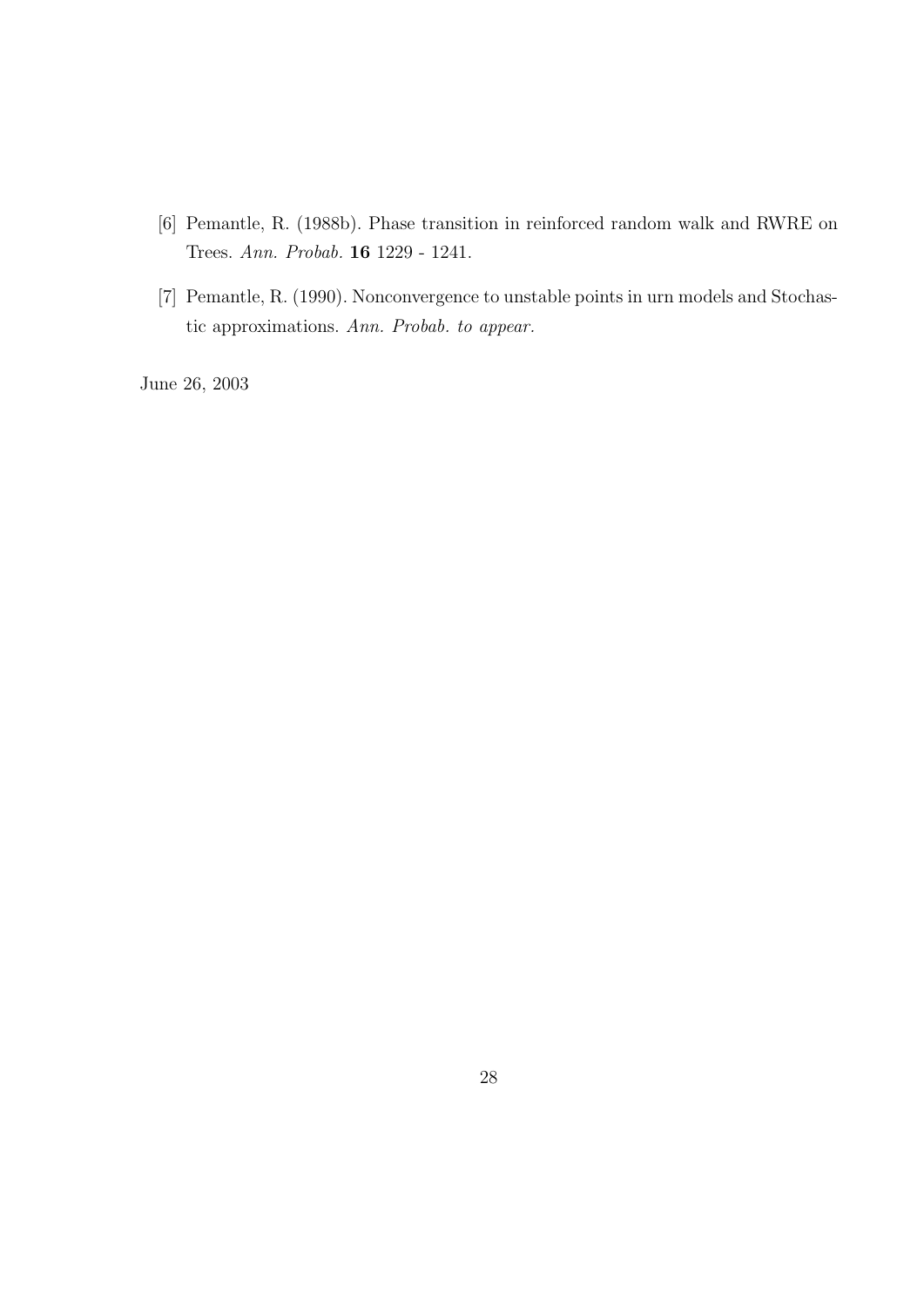[6] Pemantle, R. (1988b). Phase transition in reinforced random walk and RWRE on Trees. *Ann. Probab.* **16** 1229 - 1241.

[7] Pemantle, R. (1990). Nonconvergence to unstable points in urn models and Stochastic approximations. *Ann. Probab. to appear.*

June 26, 2003